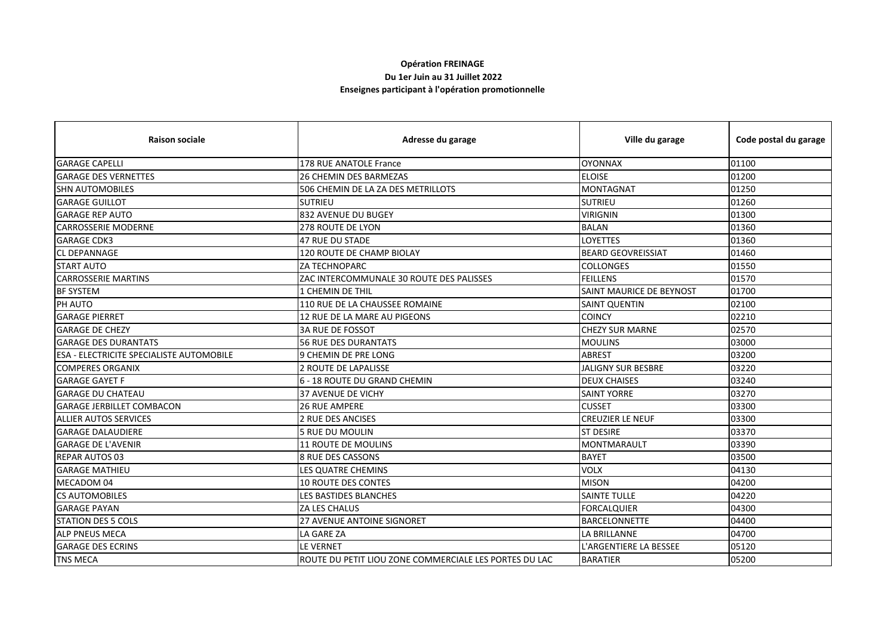**Opération FREINAGE**

**Du 1er Juin au 31 Juillet 2022**

**Enseignes participant à l'opération promotionnelle**

| Raison sociale | Adresse du garage | Ville du garage | Code postal du garage |
|---|---|---|---|
| GARAGE CAPELLI | 178 RUE ANATOLE France | OYONNAX | 01100 |
| GARAGE DES VERNETTES | 26 CHEMIN DES BARMEZAS | ELOISE | 01200 |
| SHN AUTOMOBILES | 506 CHEMIN DE LA ZA DES METRILLOTS | MONTAGNAT | 01250 |
| GARAGE GUILLOT | SUTRIEU | SUTRIEU | 01260 |
| GARAGE REP AUTO | 832 AVENUE DU BUGEY | VIRIGNIN | 01300 |
| CARROSSERIE MODERNE | 278 ROUTE DE LYON | BALAN | 01360 |
| GARAGE CDK3 | 47 RUE DU STADE | LOYETTES | 01360 |
| CL DEPANNAGE | 120 ROUTE DE CHAMP BIOLAY | BEARD GEOVREISSIAT | 01460 |
| START AUTO | ZA TECHNOPARC | COLLONGES | 01550 |
| CARROSSERIE MARTINS | ZAC INTERCOMMUNALE 30 ROUTE DES PALISSES | FEILLENS | 01570 |
| BF SYSTEM | 1 CHEMIN DE THIL | SAINT MAURICE DE BEYNOST | 01700 |
| PH AUTO | 110 RUE DE LA CHAUSSEE ROMAINE | SAINT QUENTIN | 02100 |
| GARAGE PIERRET | 12 RUE DE LA MARE AU PIGEONS | COINCY | 02210 |
| GARAGE DE CHEZY | 3A RUE DE FOSSOT | CHEZY SUR MARNE | 02570 |
| GARAGE DES DURANTATS | 56 RUE DES DURANTATS | MOULINS | 03000 |
| ESA - ELECTRICITE SPECIALISTE AUTOMOBILE | 9 CHEMIN DE PRE LONG | ABREST | 03200 |
| COMPERES ORGANIX | 2 ROUTE DE LAPALISSE | JALIGNY SUR BESBRE | 03220 |
| GARAGE GAYET F | 6 - 18 ROUTE DU GRAND CHEMIN | DEUX CHAISES | 03240 |
| GARAGE DU CHATEAU | 37 AVENUE DE VICHY | SAINT YORRE | 03270 |
| GARAGE JERBILLET COMBACON | 26 RUE AMPERE | CUSSET | 03300 |
| ALLIER AUTOS SERVICES | 2 RUE DES ANCISES | CREUZIER LE NEUF | 03300 |
| GARAGE DALAUDIERE | 5 RUE DU MOULIN | ST DESIRE | 03370 |
| GARAGE DE L'AVENIR | 11 ROUTE DE MOULINS | MONTMARAULT | 03390 |
| REPAR AUTOS 03 | 8 RUE DES CASSONS | BAYET | 03500 |
| GARAGE MATHIEU | LES QUATRE CHEMINS | VOLX | 04130 |
| MECADOM 04 | 10 ROUTE DES CONTES | MISON | 04200 |
| CS AUTOMOBILES | LES BASTIDES BLANCHES | SAINTE TULLE | 04220 |
| GARAGE PAYAN | ZA LES CHALUS | FORCALQUIER | 04300 |
| STATION DES 5 COLS | 27 AVENUE ANTOINE SIGNORET | BARCELONNETTE | 04400 |
| ALP PNEUS MECA | LA GARE ZA | LA BRILLANNE | 04700 |
| GARAGE DES ECRINS | LE VERNET | L'ARGENTIERE LA BESSEE | 05120 |
| TNS MECA | ROUTE DU PETIT LIOU ZONE COMMERCIALE LES PORTES DU LAC | BARATIER | 05200 |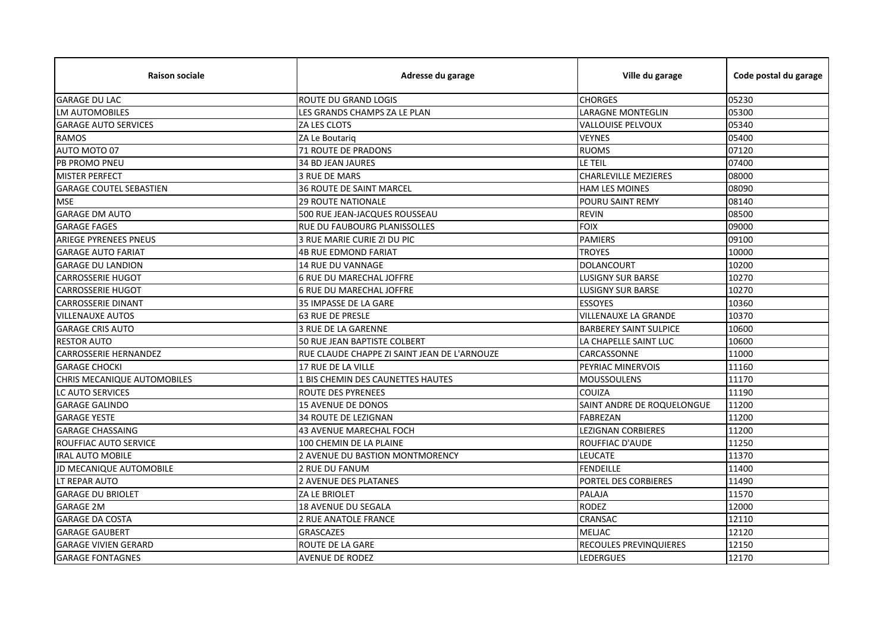| Raison sociale | Adresse du garage | Ville du garage | Code postal du garage |
| --- | --- | --- | --- |
| GARAGE DU LAC | ROUTE DU GRAND LOGIS | CHORGES | 05230 |
| LM AUTOMOBILES | LES GRANDS CHAMPS ZA LE PLAN | LARAGNE MONTEGLIN | 05300 |
| GARAGE AUTO SERVICES | ZA LES CLOTS | VALLOUISE PELVOUX | 05340 |
| RAMOS | ZA Le Boutariq | VEYNES | 05400 |
| AUTO MOTO 07 | 71 ROUTE DE PRADONS | RUOMS | 07120 |
| PB PROMO PNEU | 34 BD JEAN JAURES | LE TEIL | 07400 |
| MISTER PERFECT | 3 RUE DE MARS | CHARLEVILLE MEZIERES | 08000 |
| GARAGE COUTEL SEBASTIEN | 36 ROUTE DE SAINT MARCEL | HAM LES MOINES | 08090 |
| MSE | 29 ROUTE NATIONALE | POURU SAINT REMY | 08140 |
| GARAGE DM AUTO | 500 RUE JEAN-JACQUES ROUSSEAU | REVIN | 08500 |
| GARAGE FAGES | RUE DU FAUBOURG PLANISSOLLES | FOIX | 09000 |
| ARIEGE PYRENEES PNEUS | 3 RUE MARIE CURIE ZI DU PIC | PAMIERS | 09100 |
| GARAGE AUTO FARIAT | 4B RUE EDMOND FARIAT | TROYES | 10000 |
| GARAGE DU LANDION | 14 RUE DU VANNAGE | DOLANCOURT | 10200 |
| CARROSSERIE HUGOT | 6 RUE DU MARECHAL JOFFRE | LUSIGNY SUR BARSE | 10270 |
| CARROSSERIE HUGOT | 6 RUE DU MARECHAL JOFFRE | LUSIGNY SUR BARSE | 10270 |
| CARROSSERIE DINANT | 35 IMPASSE DE LA GARE | ESSOYES | 10360 |
| VILLENAUXE AUTOS | 63 RUE DE PRESLE | VILLENAUXE LA GRANDE | 10370 |
| GARAGE CRIS AUTO | 3 RUE DE LA GARENNE | BARBEREY SAINT SULPICE | 10600 |
| RESTOR AUTO | 50 RUE JEAN BAPTISTE COLBERT | LA CHAPELLE SAINT LUC | 10600 |
| CARROSSERIE HERNANDEZ | RUE CLAUDE CHAPPE ZI SAINT JEAN DE L'ARNOUZE | CARCASSONNE | 11000 |
| GARAGE CHOCKI | 17 RUE DE LA VILLE | PEYRIAC MINERVOIS | 11160 |
| CHRIS MECANIQUE AUTOMOBILES | 1 BIS CHEMIN DES CAUNETTES HAUTES | MOUSSOULENS | 11170 |
| LC AUTO SERVICES | ROUTE DES PYRENEES | COUIZA | 11190 |
| GARAGE GALINDO | 15 AVENUE DE DONOS | SAINT ANDRE DE ROQUELONGUE | 11200 |
| GARAGE YESTE | 34 ROUTE DE LEZIGNAN | FABREZAN | 11200 |
| GARAGE CHASSAING | 43 AVENUE MARECHAL FOCH | LEZIGNAN CORBIERES | 11200 |
| ROUFFIAC AUTO SERVICE | 100 CHEMIN DE LA PLAINE | ROUFFIAC D'AUDE | 11250 |
| IRAL AUTO MOBILE | 2 AVENUE DU BASTION MONTMORENCY | LEUCATE | 11370 |
| JD MECANIQUE AUTOMOBILE | 2 RUE DU FANUM | FENDEILLE | 11400 |
| LT REPAR AUTO | 2 AVENUE DES PLATANES | PORTEL DES CORBIERES | 11490 |
| GARAGE DU BRIOLET | ZA LE BRIOLET | PALAJA | 11570 |
| GARAGE 2M | 18 AVENUE DU SEGALA | RODEZ | 12000 |
| GARAGE DA COSTA | 2 RUE ANATOLE FRANCE | CRANSAC | 12110 |
| GARAGE GAUBERT | GRASCAZES | MELJAC | 12120 |
| GARAGE VIVIEN GERARD | ROUTE DE LA GARE | RECOULES PREVINQUIERES | 12150 |
| GARAGE FONTAGNES | AVENUE DE RODEZ | LEDERGUES | 12170 |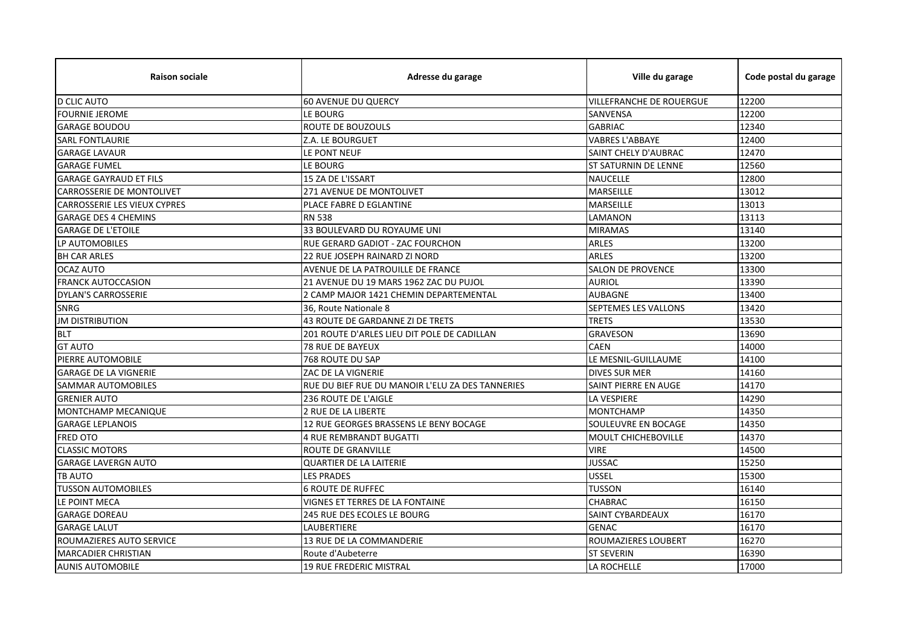| Raison sociale | Adresse du garage | Ville du garage | Code postal du garage |
|---|---|---|---|
| D CLIC AUTO | 60 AVENUE DU QUERCY | VILLEFRANCHE DE ROUERGUE | 12200 |
| FOURNIE JEROME | LE BOURG | SANVENSA | 12200 |
| GARAGE BOUDOU | ROUTE DE BOUZOULS | GABRIAC | 12340 |
| SARL FONTLAURIE | Z.A. LE BOURGUET | VABRES L'ABBAYE | 12400 |
| GARAGE LAVAUR | LE PONT NEUF | SAINT CHELY D'AUBRAC | 12470 |
| GARAGE FUMEL | LE BOURG | ST SATURNIN DE LENNE | 12560 |
| GARAGE GAYRAUD ET FILS | 15 ZA DE L'ISSART | NAUCELLE | 12800 |
| CARROSSERIE DE MONTOLIVET | 271 AVENUE DE MONTOLIVET | MARSEILLE | 13012 |
| CARROSSERIE LES VIEUX CYPRES | PLACE FABRE D EGLANTINE | MARSEILLE | 13013 |
| GARAGE DES 4 CHEMINS | RN 538 | LAMANON | 13113 |
| GARAGE DE L'ETOILE | 33 BOULEVARD DU ROYAUME UNI | MIRAMAS | 13140 |
| LP AUTOMOBILES | RUE GERARD GADIOT - ZAC FOURCHON | ARLES | 13200 |
| BH CAR ARLES | 22 RUE JOSEPH RAINARD ZI NORD | ARLES | 13200 |
| OCAZ AUTO | AVENUE DE LA PATROUILLE DE FRANCE | SALON DE PROVENCE | 13300 |
| FRANCK AUTOCCASION | 21 AVENUE DU 19 MARS 1962 ZAC DU PUJOL | AURIOL | 13390 |
| DYLAN'S CARROSSERIE | 2 CAMP MAJOR 1421 CHEMIN DEPARTEMENTAL | AUBAGNE | 13400 |
| SNRG | 36, Route Nationale 8 | SEPTEMES LES VALLONS | 13420 |
| JM DISTRIBUTION | 43 ROUTE DE GARDANNE ZI DE TRETS | TRETS | 13530 |
| BLT | 201 ROUTE D'ARLES LIEU DIT POLE DE CADILLAN | GRAVESON | 13690 |
| GT AUTO | 78 RUE DE BAYEUX | CAEN | 14000 |
| PIERRE AUTOMOBILE | 768 ROUTE DU SAP | LE MESNIL-GUILLAUME | 14100 |
| GARAGE DE LA VIGNERIE | ZAC DE LA VIGNERIE | DIVES SUR MER | 14160 |
| SAMMAR AUTOMOBILES | RUE DU BIEF RUE DU MANOIR L'ELU ZA DES TANNERIES | SAINT PIERRE EN AUGE | 14170 |
| GRENIER AUTO | 236 ROUTE DE L'AIGLE | LA VESPIERE | 14290 |
| MONTCHAMP MECANIQUE | 2 RUE DE LA LIBERTE | MONTCHAMP | 14350 |
| GARAGE LEPLANOIS | 12 RUE GEORGES BRASSENS LE BENY BOCAGE | SOULEUVRE EN BOCAGE | 14350 |
| FRED OTO | 4 RUE REMBRANDT BUGATTI | MOULT CHICHEBOVILLE | 14370 |
| CLASSIC MOTORS | ROUTE DE GRANVILLE | VIRE | 14500 |
| GARAGE LAVERGN AUTO | QUARTIER DE LA LAITERIE | JUSSAC | 15250 |
| TB AUTO | LES PRADES | USSEL | 15300 |
| TUSSON AUTOMOBILES | 6 ROUTE DE RUFFEC | TUSSON | 16140 |
| LE POINT MECA | VIGNES ET TERRES DE LA FONTAINE | CHABRAC | 16150 |
| GARAGE DOREAU | 245 RUE DES ECOLES LE BOURG | SAINT CYBARDEAUX | 16170 |
| GARAGE LALUT | LAUBERTIERE | GENAC | 16170 |
| ROUMAZIERES AUTO SERVICE | 13 RUE DE LA COMMANDERIE | ROUMAZIERES LOUBERT | 16270 |
| MARCADIER CHRISTIAN | Route d'Aubeterre | ST SEVERIN | 16390 |
| AUNIS AUTOMOBILE | 19 RUE FREDERIC MISTRAL | LA ROCHELLE | 17000 |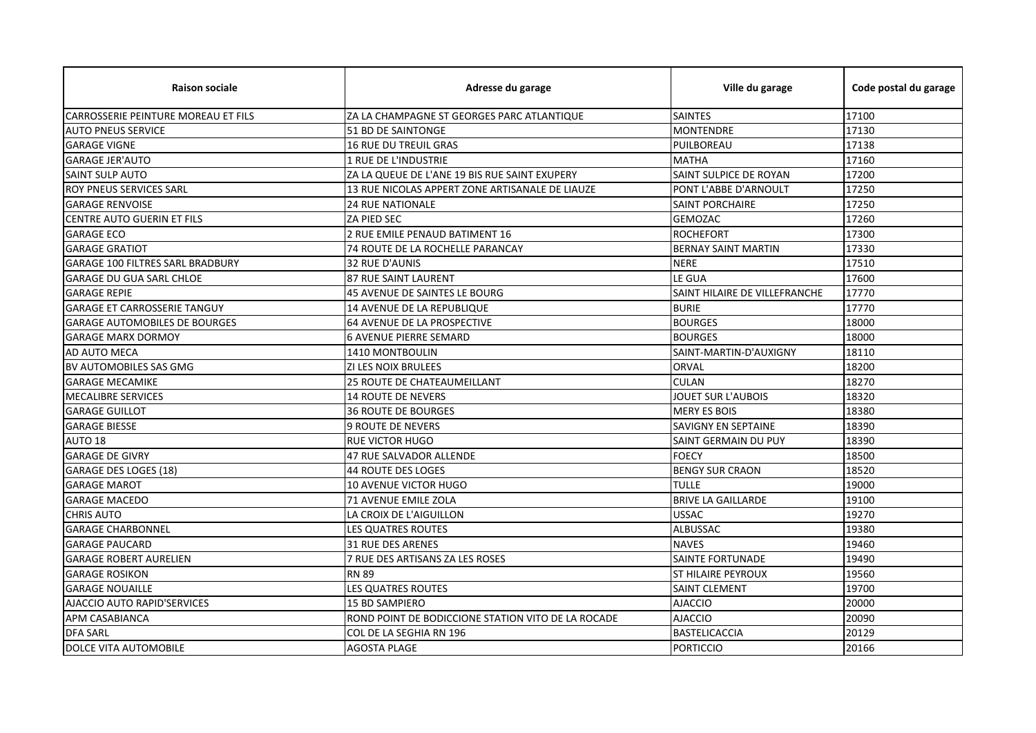| Raison sociale | Adresse du garage | Ville du garage | Code postal du garage |
| --- | --- | --- | --- |
| CARROSSERIE PEINTURE MOREAU ET FILS | ZA LA CHAMPAGNE ST GEORGES PARC ATLANTIQUE | SAINTES | 17100 |
| AUTO PNEUS SERVICE | 51 BD DE SAINTONGE | MONTENDRE | 17130 |
| GARAGE VIGNE | 16 RUE DU TREUIL GRAS | PUILBOREAU | 17138 |
| GARAGE JER'AUTO | 1 RUE DE L'INDUSTRIE | MATHA | 17160 |
| SAINT SULP AUTO | ZA LA QUEUE DE L'ANE 19 BIS RUE SAINT EXUPERY | SAINT SULPICE DE ROYAN | 17200 |
| ROY PNEUS SERVICES SARL | 13 RUE NICOLAS APPERT ZONE ARTISANALE DE LIAUZE | PONT L'ABBE D'ARNOULT | 17250 |
| GARAGE RENVOISE | 24 RUE NATIONALE | SAINT PORCHAIRE | 17250 |
| CENTRE AUTO GUERIN ET FILS | ZA PIED SEC | GEMOZAC | 17260 |
| GARAGE ECO | 2 RUE EMILE PENAUD BATIMENT 16 | ROCHEFORT | 17300 |
| GARAGE GRATIOT | 74 ROUTE DE LA ROCHELLE PARANCAY | BERNAY SAINT MARTIN | 17330 |
| GARAGE 100 FILTRES SARL BRADBURY | 32 RUE D'AUNIS | NERE | 17510 |
| GARAGE DU GUA SARL CHLOE | 87 RUE SAINT LAURENT | LE GUA | 17600 |
| GARAGE REPIE | 45 AVENUE DE SAINTES LE BOURG | SAINT HILAIRE DE VILLEFRANCHE | 17770 |
| GARAGE ET CARROSSERIE TANGUY | 14 AVENUE DE LA REPUBLIQUE | BURIE | 17770 |
| GARAGE AUTOMOBILES DE BOURGES | 64 AVENUE DE LA PROSPECTIVE | BOURGES | 18000 |
| GARAGE MARX DORMOY | 6 AVENUE PIERRE SEMARD | BOURGES | 18000 |
| AD AUTO MECA | 1410 MONTBOULIN | SAINT-MARTIN-D'AUXIGNY | 18110 |
| BV AUTOMOBILES SAS GMG | ZI LES NOIX BRULEES | ORVAL | 18200 |
| GARAGE MECAMIKE | 25 ROUTE DE CHATEAUMEILLANT | CULAN | 18270 |
| MECALIBRE SERVICES | 14 ROUTE DE NEVERS | JOUET SUR L'AUBOIS | 18320 |
| GARAGE GUILLOT | 36 ROUTE DE BOURGES | MERY ES BOIS | 18380 |
| GARAGE BIESSE | 9 ROUTE DE NEVERS | SAVIGNY EN SEPTAINE | 18390 |
| AUTO 18 | RUE VICTOR HUGO | SAINT GERMAIN DU PUY | 18390 |
| GARAGE DE GIVRY | 47 RUE SALVADOR ALLENDE | FOECY | 18500 |
| GARAGE DES LOGES (18) | 44 ROUTE DES LOGES | BENGY SUR CRAON | 18520 |
| GARAGE MAROT | 10 AVENUE VICTOR HUGO | TULLE | 19000 |
| GARAGE MACEDO | 71 AVENUE EMILE ZOLA | BRIVE LA GAILLARDE | 19100 |
| CHRIS AUTO | LA CROIX DE L'AIGUILLON | USSAC | 19270 |
| GARAGE CHARBONNEL | LES QUATRES ROUTES | ALBUSSAC | 19380 |
| GARAGE PAUCARD | 31 RUE DES ARENES | NAVES | 19460 |
| GARAGE ROBERT AURELIEN | 7 RUE DES ARTISANS ZA LES ROSES | SAINTE FORTUNADE | 19490 |
| GARAGE ROSIKON | RN 89 | ST HILAIRE PEYROUX | 19560 |
| GARAGE NOUAILLE | LES QUATRES ROUTES | SAINT CLEMENT | 19700 |
| AJACCIO AUTO RAPID'SERVICES | 15 BD SAMPIERO | AJACCIO | 20000 |
| APM CASABIANCA | ROND POINT DE BODICCIONE STATION VITO DE LA ROCADE | AJACCIO | 20090 |
| DFA SARL | COL DE LA SEGHIA RN 196 | BASTELICACCIA | 20129 |
| DOLCE VITA AUTOMOBILE | AGOSTA PLAGE | PORTICCIO | 20166 |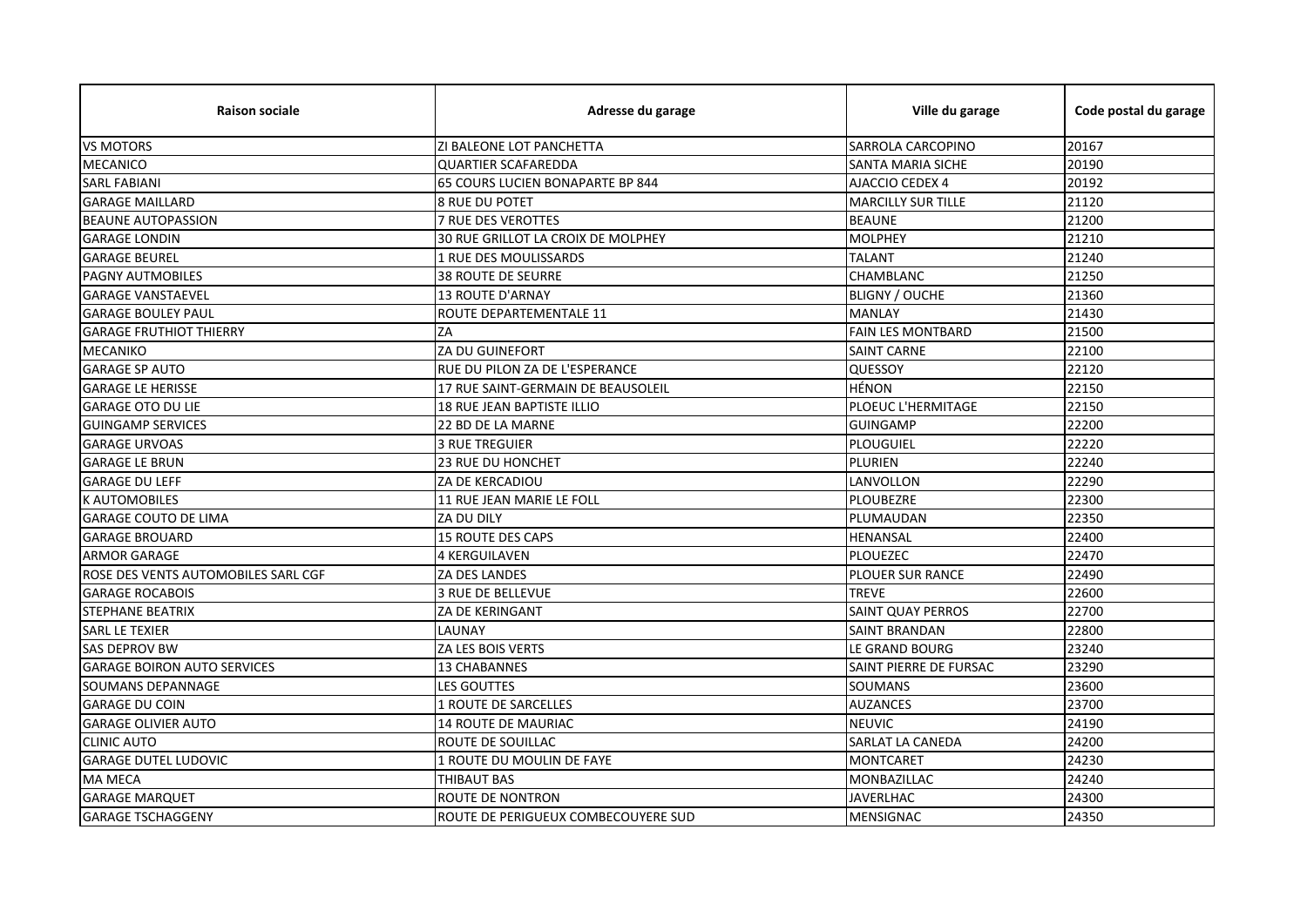| Raison sociale | Adresse du garage | Ville du garage | Code postal du garage |
|---|---|---|---|
| VS MOTORS | ZI BALEONE LOT PANCHETTA | SARROLA CARCOPINO | 20167 |
| MECANICO | QUARTIER SCAFAREDDA | SANTA MARIA SICHE | 20190 |
| SARL FABIANI | 65 COURS LUCIEN BONAPARTE BP 844 | AJACCIO CEDEX 4 | 20192 |
| GARAGE MAILLARD | 8 RUE DU POTET | MARCILLY SUR TILLE | 21120 |
| BEAUNE AUTOPASSION | 7 RUE DES VEROTTES | BEAUNE | 21200 |
| GARAGE LONDIN | 30 RUE GRILLOT LA CROIX DE MOLPHEY | MOLPHEY | 21210 |
| GARAGE BEUREL | 1 RUE DES MOULISSARDS | TALANT | 21240 |
| PAGNY AUTMOBILES | 38 ROUTE DE SEURRE | CHAMBLANC | 21250 |
| GARAGE VANSTAEVEL | 13 ROUTE D'ARNAY | BLIGNY / OUCHE | 21360 |
| GARAGE BOULEY PAUL | ROUTE DEPARTEMENTALE 11 | MANLAY | 21430 |
| GARAGE FRUTHIOT THIERRY | ZA | FAIN LES MONTBARD | 21500 |
| MECANIKO | ZA DU GUINEFORT | SAINT CARNE | 22100 |
| GARAGE SP AUTO | RUE DU PILON ZA DE L'ESPERANCE | QUESSOY | 22120 |
| GARAGE LE HERISSE | 17 RUE SAINT-GERMAIN DE BEAUSOLEIL | HÉNON | 22150 |
| GARAGE OTO DU LIE | 18 RUE JEAN BAPTISTE ILLIO | PLOEUC L'HERMITAGE | 22150 |
| GUINGAMP SERVICES | 22 BD DE LA MARNE | GUINGAMP | 22200 |
| GARAGE URVOAS | 3 RUE TREGUIER | PLOUGUIEL | 22220 |
| GARAGE LE BRUN | 23 RUE DU HONCHET | PLURIEN | 22240 |
| GARAGE DU LEFF | ZA DE KERCADIOU | LANVOLLON | 22290 |
| K AUTOMOBILES | 11 RUE JEAN MARIE LE FOLL | PLOUBEZRE | 22300 |
| GARAGE COUTO DE LIMA | ZA DU DILY | PLUMAUDAN | 22350 |
| GARAGE BROUARD | 15 ROUTE DES CAPS | HENANSAL | 22400 |
| ARMOR GARAGE | 4 KERGUILAVEN | PLOUEZEC | 22470 |
| ROSE DES VENTS AUTOMOBILES SARL CGF | ZA DES LANDES | PLOUER SUR RANCE | 22490 |
| GARAGE ROCABOIS | 3 RUE DE BELLEVUE | TREVE | 22600 |
| STEPHANE BEATRIX | ZA DE KERINGANT | SAINT QUAY PERROS | 22700 |
| SARL LE TEXIER | LAUNAY | SAINT BRANDAN | 22800 |
| SAS DEPROV BW | ZA LES BOIS VERTS | LE GRAND BOURG | 23240 |
| GARAGE BOIRON AUTO SERVICES | 13 CHABANNES | SAINT PIERRE DE FURSAC | 23290 |
| SOUMANS DEPANNAGE | LES GOUTTES | SOUMANS | 23600 |
| GARAGE DU COIN | 1 ROUTE DE SARCELLES | AUZANCES | 23700 |
| GARAGE OLIVIER AUTO | 14 ROUTE DE MAURIAC | NEUVIC | 24190 |
| CLINIC AUTO | ROUTE DE SOUILLAC | SARLAT LA CANEDA | 24200 |
| GARAGE DUTEL LUDOVIC | 1 ROUTE DU MOULIN DE FAYE | MONTCARET | 24230 |
| MA MECA | THIBAUT BAS | MONBAZILLAC | 24240 |
| GARAGE MARQUET | ROUTE DE NONTRON | JAVERLHAC | 24300 |
| GARAGE TSCHAGGENY | ROUTE DE PERIGUEUX COMBECOUYERE SUD | MENSIGNAC | 24350 |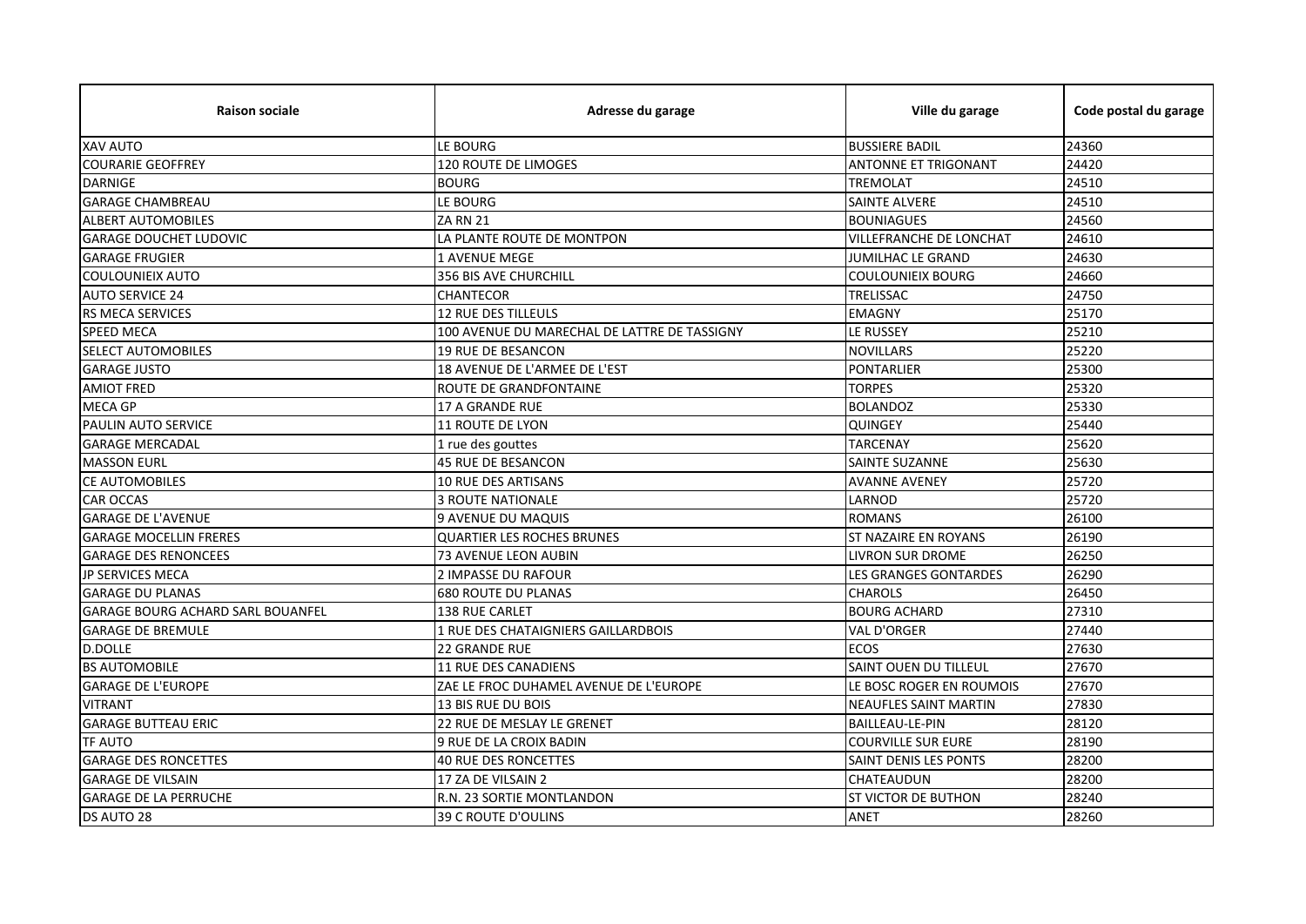| Raison sociale | Adresse du garage | Ville du garage | Code postal du garage |
|---|---|---|---|
| XAV AUTO | LE BOURG | BUSSIERE BADIL | 24360 |
| COURARIE GEOFFREY | 120 ROUTE DE LIMOGES | ANTONNE ET TRIGONANT | 24420 |
| DARNIGE | BOURG | TREMOLAT | 24510 |
| GARAGE CHAMBREAU | LE BOURG | SAINTE ALVERE | 24510 |
| ALBERT AUTOMOBILES | ZA RN 21 | BOUNIAGUES | 24560 |
| GARAGE DOUCHET LUDOVIC | LA PLANTE ROUTE DE MONTPON | VILLEFRANCHE DE LONCHAT | 24610 |
| GARAGE FRUGIER | 1 AVENUE MEGE | JUMILHAC LE GRAND | 24630 |
| COULOUNIEIX AUTO | 356 BIS AVE CHURCHILL | COULOUNIEIX BOURG | 24660 |
| AUTO SERVICE 24 | CHANTECOR | TRELISSAC | 24750 |
| RS MECA SERVICES | 12 RUE DES TILLEULS | EMAGNY | 25170 |
| SPEED MECA | 100 AVENUE DU MARECHAL DE LATTRE DE TASSIGNY | LE RUSSEY | 25210 |
| SELECT AUTOMOBILES | 19 RUE DE BESANCON | NOVILLARS | 25220 |
| GARAGE JUSTO | 18 AVENUE DE L'ARMEE DE L'EST | PONTARLIER | 25300 |
| AMIOT FRED | ROUTE DE GRANDFONTAINE | TORPES | 25320 |
| MECA GP | 17 A GRANDE RUE | BOLANDOZ | 25330 |
| PAULIN AUTO SERVICE | 11 ROUTE DE LYON | QUINGEY | 25440 |
| GARAGE MERCADAL | 1 rue des gouttes | TARCENAY | 25620 |
| MASSON EURL | 45 RUE DE BESANCON | SAINTE SUZANNE | 25630 |
| CE AUTOMOBILES | 10 RUE DES ARTISANS | AVANNE AVENEY | 25720 |
| CAR OCCAS | 3 ROUTE NATIONALE | LARNOD | 25720 |
| GARAGE DE L'AVENUE | 9 AVENUE DU MAQUIS | ROMANS | 26100 |
| GARAGE MOCELLIN FRERES | QUARTIER LES ROCHES BRUNES | ST NAZAIRE EN ROYANS | 26190 |
| GARAGE DES RENONCEES | 73 AVENUE LEON AUBIN | LIVRON SUR DROME | 26250 |
| JP SERVICES MECA | 2 IMPASSE DU RAFOUR | LES GRANGES GONTARDES | 26290 |
| GARAGE DU PLANAS | 680 ROUTE DU PLANAS | CHAROLS | 26450 |
| GARAGE BOURG ACHARD SARL BOUANFEL | 138 RUE CARLET | BOURG ACHARD | 27310 |
| GARAGE DE BREMULE | 1 RUE DES CHATAIGNIERS GAILLARDBOIS | VAL D'ORGER | 27440 |
| D.DOLLE | 22 GRANDE RUE | ECOS | 27630 |
| BS AUTOMOBILE | 11 RUE DES CANADIENS | SAINT OUEN DU TILLEUL | 27670 |
| GARAGE DE L'EUROPE | ZAE LE FROC DUHAMEL AVENUE DE L'EUROPE | LE BOSC ROGER EN ROUMOIS | 27670 |
| VITRANT | 13 BIS RUE DU BOIS | NEAUFLES SAINT MARTIN | 27830 |
| GARAGE BUTTEAU ERIC | 22 RUE DE MESLAY LE GRENET | BAILLEAU-LE-PIN | 28120 |
| TF AUTO | 9 RUE DE LA CROIX BADIN | COURVILLE SUR EURE | 28190 |
| GARAGE DES RONCETTES | 40 RUE DES RONCETTES | SAINT DENIS LES PONTS | 28200 |
| GARAGE DE VILSAIN | 17 ZA DE VILSAIN 2 | CHATEAUDUN | 28200 |
| GARAGE DE LA PERRUCHE | R.N. 23 SORTIE MONTLANDON | ST VICTOR DE BUTHON | 28240 |
| DS AUTO 28 | 39 C ROUTE D'OULINS | ANET | 28260 |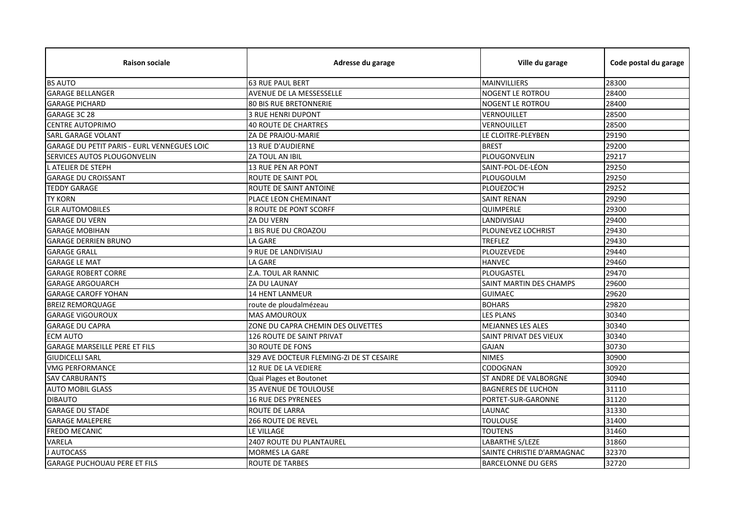| Raison sociale | Adresse du garage | Ville du garage | Code postal du garage |
|---|---|---|---|
| BS AUTO | 63 RUE PAUL BERT | MAINVILLIERS | 28300 |
| GARAGE BELLANGER | AVENUE DE LA MESSESSELLE | NOGENT LE ROTROU | 28400 |
| GARAGE PICHARD | 80 BIS RUE BRETONNERIE | NOGENT LE ROTROU | 28400 |
| GARAGE 3C 28 | 3 RUE HENRI DUPONT | VERNOUILLET | 28500 |
| CENTRE AUTOPRIMO | 40 ROUTE DE CHARTRES | VERNOUILLET | 28500 |
| SARL GARAGE VOLANT | ZA DE PRAJOU-MARIE | LE CLOITRE-PLEYBEN | 29190 |
| GARAGE DU PETIT PARIS - EURL VENNEGUES LOIC | 13 RUE D'AUDIERNE | BREST | 29200 |
| SERVICES AUTOS PLOUGONVELIN | ZA TOUL AN IBIL | PLOUGONVELIN | 29217 |
| L ATELIER DE STEPH | 13 RUE PEN AR PONT | SAINT-POL-DE-LÉON | 29250 |
| GARAGE DU CROISSANT | ROUTE DE SAINT POL | PLOUGOULM | 29250 |
| TEDDY GARAGE | ROUTE DE SAINT ANTOINE | PLOUEZOC'H | 29252 |
| TY KORN | PLACE LEON CHEMINANT | SAINT RENAN | 29290 |
| GLR AUTOMOBILES | 8 ROUTE DE PONT SCORFF | QUIMPERLE | 29300 |
| GARAGE DU VERN | ZA DU VERN | LANDIVISIAU | 29400 |
| GARAGE MOBIHAN | 1 BIS RUE DU CROAZOU | PLOUNEVEZ LOCHRIST | 29430 |
| GARAGE DERRIEN BRUNO | LA GARE | TREFLEZ | 29430 |
| GARAGE GRALL | 9 RUE DE LANDIVISIAU | PLOUZEVEDE | 29440 |
| GARAGE LE MAT | LA GARE | HANVEC | 29460 |
| GARAGE ROBERT CORRE | Z.A. TOUL AR RANNIC | PLOUGASTEL | 29470 |
| GARAGE ARGOUARCH | ZA DU LAUNAY | SAINT MARTIN DES CHAMPS | 29600 |
| GARAGE CAROFF YOHAN | 14 HENT LANMEUR | GUIMAEC | 29620 |
| BREIZ REMORQUAGE | route de ploudalmézeau | BOHARS | 29820 |
| GARAGE VIGOUROUX | MAS AMOUROUX | LES PLANS | 30340 |
| GARAGE DU CAPRA | ZONE DU CAPRA CHEMIN DES OLIVETTES | MEJANNES LES ALES | 30340 |
| ECM AUTO | 126 ROUTE DE SAINT PRIVAT | SAINT PRIVAT DES VIEUX | 30340 |
| GARAGE MARSEILLE PERE ET FILS | 30 ROUTE DE FONS | GAJAN | 30730 |
| GIUDICELLI SARL | 329 AVE DOCTEUR FLEMING-ZI DE ST CESAIRE | NIMES | 30900 |
| VMG PERFORMANCE | 12 RUE DE LA VEDIERE | CODOGNAN | 30920 |
| SAV CARBURANTS | Quai Plages et Boutonet | ST ANDRE DE VALBORGNE | 30940 |
| AUTO MOBIL GLASS | 35 AVENUE DE TOULOUSE | BAGNERES DE LUCHON | 31110 |
| DIBAUTO | 16 RUE DES PYRENEES | PORTET-SUR-GARONNE | 31120 |
| GARAGE DU STADE | ROUTE DE LARRA | LAUNAC | 31330 |
| GARAGE MALEPERE | 266 ROUTE DE REVEL | TOULOUSE | 31400 |
| FREDO MECANIC | LE VILLAGE | TOUTENS | 31460 |
| VARELA | 2407 ROUTE DU PLANTAUREL | LABARTHE S/LEZE | 31860 |
| J AUTOCASS | MORMES LA GARE | SAINTE CHRISTIE D'ARMAGNAC | 32370 |
| GARAGE PUCHOUAU PERE ET FILS | ROUTE DE TARBES | BARCELONNE DU GERS | 32720 |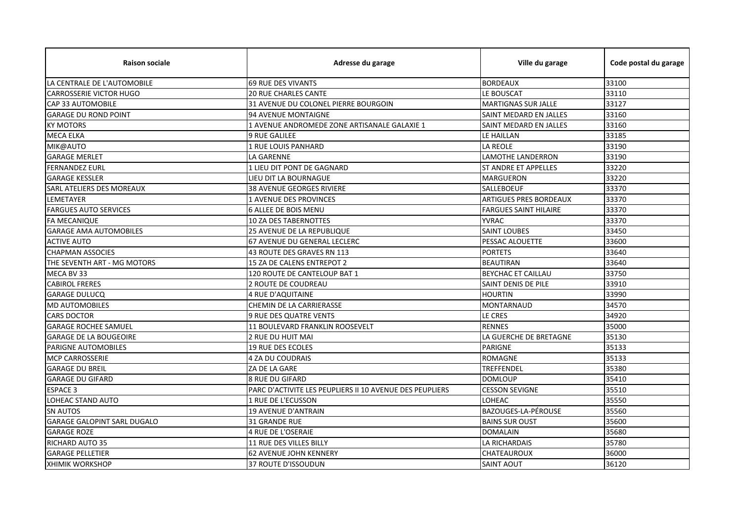| Raison sociale | Adresse du garage | Ville du garage | Code postal du garage |
|---|---|---|---|
| LA CENTRALE DE L'AUTOMOBILE | 69 RUE DES VIVANTS | BORDEAUX | 33100 |
| CARROSSERIE VICTOR HUGO | 20 RUE CHARLES CANTE | LE BOUSCAT | 33110 |
| CAP 33 AUTOMOBILE | 31 AVENUE DU COLONEL PIERRE BOURGOIN | MARTIGNAS SUR JALLE | 33127 |
| GARAGE DU ROND POINT | 94 AVENUE MONTAIGNE | SAINT MEDARD EN JALLES | 33160 |
| KY MOTORS | 1 AVENUE ANDROMEDE ZONE ARTISANALE GALAXIE 1 | SAINT MEDARD EN JALLES | 33160 |
| MECA ELKA | 9 RUE GALILEE | LE HAILLAN | 33185 |
| MIK@AUTO | 1 RUE LOUIS PANHARD | LA REOLE | 33190 |
| GARAGE MERLET | LA GARENNE | LAMOTHE LANDERRON | 33190 |
| FERNANDEZ EURL | 1 LIEU DIT PONT DE GAGNARD | ST ANDRE ET APPELLES | 33220 |
| GARAGE KESSLER | LIEU DIT LA BOURNAGUE | MARGUERON | 33220 |
| SARL ATELIERS DES MOREAUX | 38 AVENUE GEORGES RIVIERE | SALLEBOEUF | 33370 |
| LEMETAYER | 1 AVENUE DES PROVINCES | ARTIGUES PRES BORDEAUX | 33370 |
| FARGUES AUTO SERVICES | 6 ALLEE DE BOIS MENU | FARGUES SAINT HILAIRE | 33370 |
| FA MECANIQUE | 10 ZA DES TABERNOTTES | YVRAC | 33370 |
| GARAGE AMA AUTOMOBILES | 25 AVENUE DE LA REPUBLIQUE | SAINT LOUBES | 33450 |
| ACTIVE AUTO | 67 AVENUE DU GENERAL LECLERC | PESSAC ALOUETTE | 33600 |
| CHAPMAN ASSOCIES | 43 ROUTE DES GRAVES RN 113 | PORTETS | 33640 |
| THE SEVENTH ART - MG MOTORS | 15 ZA DE CALENS ENTREPOT 2 | BEAUTIRAN | 33640 |
| MECA BV 33 | 120 ROUTE DE CANTELOUP BAT 1 | BEYCHAC ET CAILLAU | 33750 |
| CABIROL FRERES | 2 ROUTE DE COUDREAU | SAINT DENIS DE PILE | 33910 |
| GARAGE DULUCQ | 4 RUE D'AQUITAINE | HOURTIN | 33990 |
| MD AUTOMOBILES | CHEMIN DE LA CARRIERASSE | MONTARNAUD | 34570 |
| CARS DOCTOR | 9 RUE DES QUATRE VENTS | LE CRES | 34920 |
| GARAGE ROCHEE SAMUEL | 11 BOULEVARD FRANKLIN ROOSEVELT | RENNES | 35000 |
| GARAGE DE LA BOUGEOIRE | 2 RUE DU HUIT MAI | LA GUERCHE DE BRETAGNE | 35130 |
| PARIGNE AUTOMOBILES | 19 RUE DES ECOLES | PARIGNE | 35133 |
| MCP CARROSSERIE | 4 ZA DU COUDRAIS | ROMAGNE | 35133 |
| GARAGE DU BREIL | ZA DE LA GARE | TREFFENDEL | 35380 |
| GARAGE DU GIFARD | 8 RUE DU GIFARD | DOMLOUP | 35410 |
| ESPACE 3 | PARC D'ACTIVITE LES PEUPLIERS II 10 AVENUE DES PEUPLIERS | CESSON SEVIGNE | 35510 |
| LOHEAC STAND AUTO | 1 RUE DE L'ECUSSON | LOHEAC | 35550 |
| SN AUTOS | 19 AVENUE D'ANTRAIN | BAZOUGES-LA-PÉROUSE | 35560 |
| GARAGE GALOPINT SARL DUGALO | 31 GRANDE RUE | BAINS SUR OUST | 35600 |
| GARAGE ROZE | 4 RUE DE L'OSERAIE | DOMALAIN | 35680 |
| RICHARD AUTO 35 | 11 RUE DES VILLES BILLY | LA RICHARDAIS | 35780 |
| GARAGE PELLETIER | 62 AVENUE JOHN KENNERY | CHATEAUROUX | 36000 |
| XHIMIK WORKSHOP | 37 ROUTE D'ISSOUDUN | SAINT AOUT | 36120 |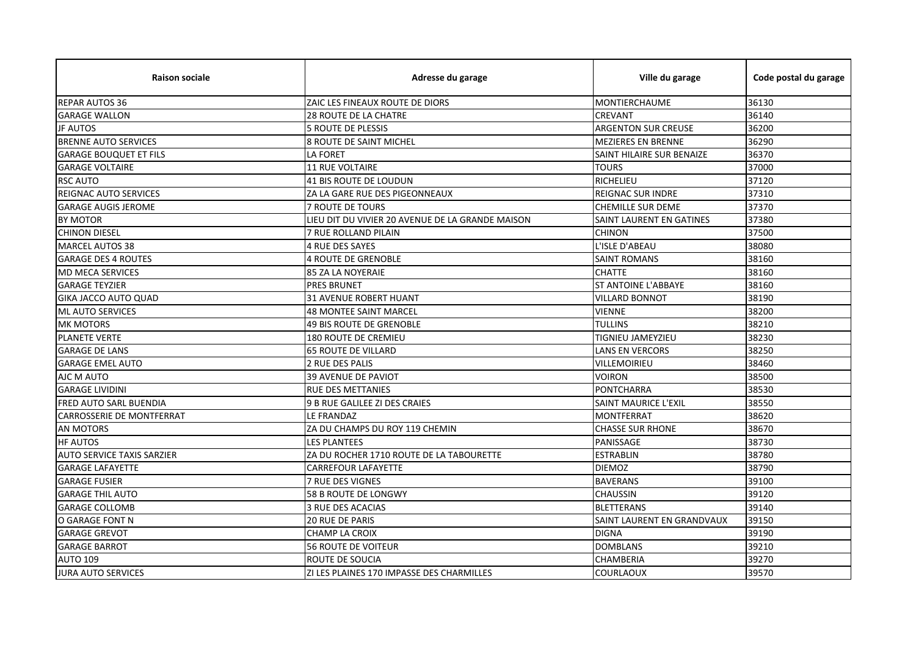| Raison sociale | Adresse du garage | Ville du garage | Code postal du garage |
|---|---|---|---|
| REPAR AUTOS 36 | ZAIC LES FINEAUX ROUTE DE DIORS | MONTIERCHAUME | 36130 |
| GARAGE WALLON | 28 ROUTE DE LA CHATRE | CREVANT | 36140 |
| JF AUTOS | 5 ROUTE DE PLESSIS | ARGENTON SUR CREUSE | 36200 |
| BRENNE AUTO SERVICES | 8 ROUTE DE SAINT MICHEL | MEZIERES EN BRENNE | 36290 |
| GARAGE BOUQUET ET FILS | LA FORET | SAINT HILAIRE SUR BENAIZE | 36370 |
| GARAGE VOLTAIRE | 11 RUE VOLTAIRE | TOURS | 37000 |
| RSC AUTO | 41 BIS ROUTE DE LOUDUN | RICHELIEU | 37120 |
| REIGNAC AUTO SERVICES | ZA LA GARE RUE DES PIGEONNEAUX | REIGNAC SUR INDRE | 37310 |
| GARAGE AUGIS JEROME | 7 ROUTE DE TOURS | CHEMILLE SUR DEME | 37370 |
| BY MOTOR | LIEU DIT DU VIVIER 20 AVENUE DE LA GRANDE MAISON | SAINT LAURENT EN GATINES | 37380 |
| CHINON DIESEL | 7 RUE ROLLAND PILAIN | CHINON | 37500 |
| MARCEL AUTOS 38 | 4 RUE DES SAYES | L'ISLE D'ABEAU | 38080 |
| GARAGE DES 4 ROUTES | 4 ROUTE DE GRENOBLE | SAINT ROMANS | 38160 |
| MD MECA SERVICES | 85 ZA LA NOYERAIE | CHATTE | 38160 |
| GARAGE TEYZIER | PRES BRUNET | ST ANTOINE L'ABBAYE | 38160 |
| GIKA JACCO AUTO QUAD | 31 AVENUE ROBERT HUANT | VILLARD BONNOT | 38190 |
| ML AUTO SERVICES | 48 MONTEE SAINT MARCEL | VIENNE | 38200 |
| MK MOTORS | 49 BIS ROUTE DE GRENOBLE | TULLINS | 38210 |
| PLANETE VERTE | 180 ROUTE DE CREMIEU | TIGNIEU JAMEYZIEU | 38230 |
| GARAGE DE LANS | 65 ROUTE DE VILLARD | LANS EN VERCORS | 38250 |
| GARAGE EMEL AUTO | 2 RUE DES PALIS | VILLEMOIRIEU | 38460 |
| AJC M AUTO | 39 AVENUE DE PAVIOT | VOIRON | 38500 |
| GARAGE LIVIDINI | RUE DES METTANIES | PONTCHARRA | 38530 |
| FRED AUTO SARL BUENDIA | 9 B RUE GALILEE ZI DES CRAIES | SAINT MAURICE L'EXIL | 38550 |
| CARROSSERIE DE MONTFERRAT | LE FRANDAZ | MONTFERRAT | 38620 |
| AN MOTORS | ZA DU CHAMPS DU ROY 119 CHEMIN | CHASSE SUR RHONE | 38670 |
| HF AUTOS | LES PLANTEES | PANISSAGE | 38730 |
| AUTO SERVICE TAXIS SARZIER | ZA DU ROCHER 1710 ROUTE DE LA TABOURETTE | ESTRABLIN | 38780 |
| GARAGE LAFAYETTE | CARREFOUR LAFAYETTE | DIEMOZ | 38790 |
| GARAGE FUSIER | 7 RUE DES VIGNES | BAVERANS | 39100 |
| GARAGE THIL AUTO | 58 B ROUTE DE LONGWY | CHAUSSIN | 39120 |
| GARAGE COLLOMB | 3 RUE DES ACACIAS | BLETTERANS | 39140 |
| O GARAGE FONT N | 20 RUE DE PARIS | SAINT LAURENT EN GRANDVAUX | 39150 |
| GARAGE GREVOT | CHAMP LA CROIX | DIGNA | 39190 |
| GARAGE BARROT | 56 ROUTE DE VOITEUR | DOMBLANS | 39210 |
| AUTO 109 | ROUTE DE SOUCIA | CHAMBERIA | 39270 |
| JURA AUTO SERVICES | ZI LES PLAINES 170 IMPASSE DES CHARMILLES | COURLAOUX | 39570 |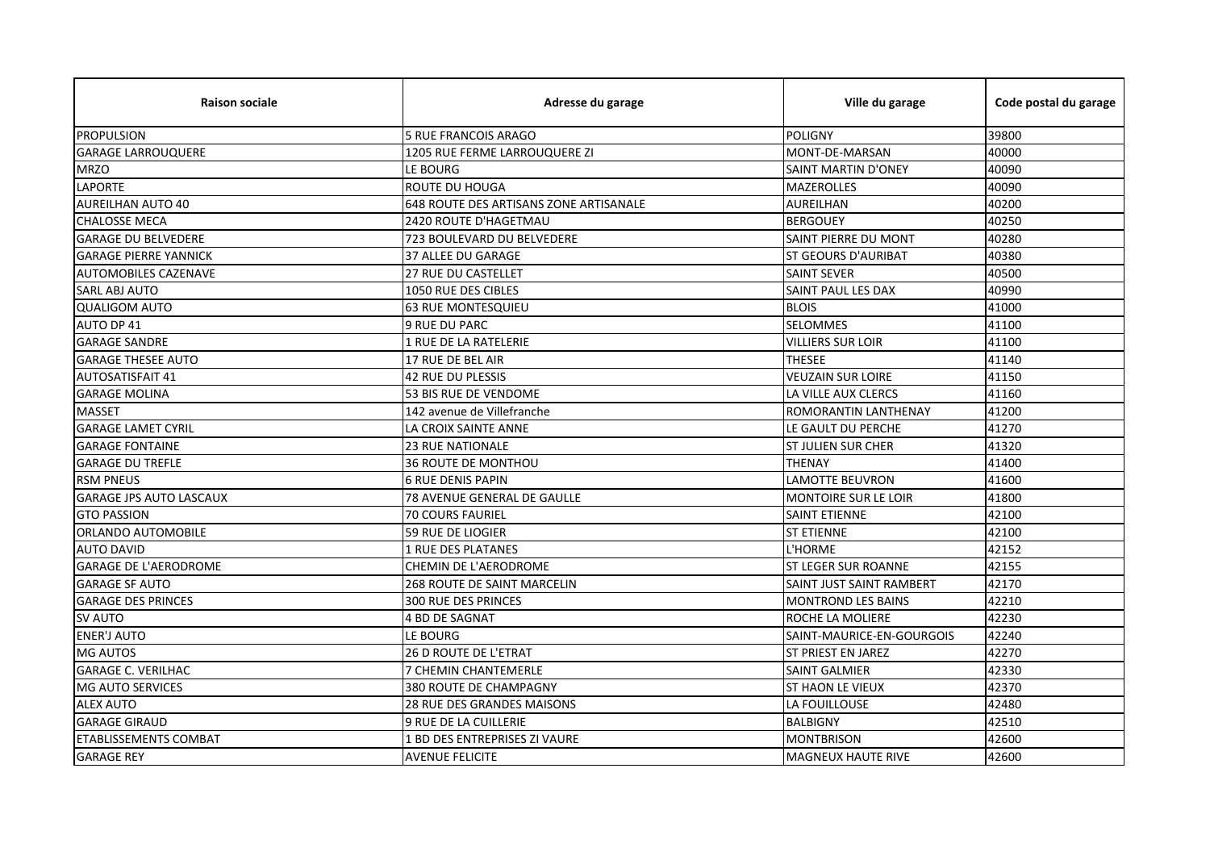| Raison sociale | Adresse du garage | Ville du garage | Code postal du garage |
|---|---|---|---|
| PROPULSION | 5 RUE FRANCOIS ARAGO | POLIGNY | 39800 |
| GARAGE LARROUQUERE | 1205 RUE FERME LARROUQUERE ZI | MONT-DE-MARSAN | 40000 |
| MRZO | LE BOURG | SAINT MARTIN D'ONEY | 40090 |
| LAPORTE | ROUTE DU HOUGA | MAZEROLLES | 40090 |
| AUREILHAN AUTO 40 | 648 ROUTE DES ARTISANS ZONE ARTISANALE | AUREILHAN | 40200 |
| CHALOSSE MECA | 2420 ROUTE D'HAGETMAU | BERGOUEY | 40250 |
| GARAGE DU BELVEDERE | 723 BOULEVARD DU BELVEDERE | SAINT PIERRE DU MONT | 40280 |
| GARAGE PIERRE YANNICK | 37 ALLEE DU GARAGE | ST GEOURS D'AURIBAT | 40380 |
| AUTOMOBILES CAZENAVE | 27 RUE DU CASTELLET | SAINT SEVER | 40500 |
| SARL ABJ AUTO | 1050 RUE DES CIBLES | SAINT PAUL LES DAX | 40990 |
| QUALIGOM AUTO | 63 RUE MONTESQUIEU | BLOIS | 41000 |
| AUTO DP 41 | 9 RUE DU PARC | SELOMMES | 41100 |
| GARAGE SANDRE | 1 RUE DE LA RATELERIE | VILLIERS SUR LOIR | 41100 |
| GARAGE THESEE AUTO | 17 RUE DE BEL AIR | THESEE | 41140 |
| AUTOSATISFAIT 41 | 42 RUE DU PLESSIS | VEUZAIN SUR LOIRE | 41150 |
| GARAGE MOLINA | 53 BIS RUE DE VENDOME | LA VILLE AUX CLERCS | 41160 |
| MASSET | 142 avenue de Villefranche | ROMORANTIN LANTHENAY | 41200 |
| GARAGE LAMET CYRIL | LA CROIX SAINTE ANNE | LE GAULT DU PERCHE | 41270 |
| GARAGE FONTAINE | 23 RUE NATIONALE | ST JULIEN SUR CHER | 41320 |
| GARAGE DU TREFLE | 36 ROUTE DE MONTHOU | THENAY | 41400 |
| RSM PNEUS | 6 RUE DENIS PAPIN | LAMOTTE BEUVRON | 41600 |
| GARAGE JPS AUTO LASCAUX | 78 AVENUE GENERAL DE GAULLE | MONTOIRE SUR LE LOIR | 41800 |
| GTO PASSION | 70 COURS FAURIEL | SAINT ETIENNE | 42100 |
| ORLANDO AUTOMOBILE | 59 RUE DE LIOGIER | ST ETIENNE | 42100 |
| AUTO DAVID | 1 RUE DES PLATANES | L'HORME | 42152 |
| GARAGE DE L'AERODROME | CHEMIN DE L'AERODROME | ST LEGER SUR ROANNE | 42155 |
| GARAGE SF AUTO | 268 ROUTE DE SAINT MARCELIN | SAINT JUST SAINT RAMBERT | 42170 |
| GARAGE DES PRINCES | 300 RUE DES PRINCES | MONTROND LES BAINS | 42210 |
| SV AUTO | 4 BD DE SAGNAT | ROCHE LA MOLIERE | 42230 |
| ENER'J AUTO | LE BOURG | SAINT-MAURICE-EN-GOURGOIS | 42240 |
| MG AUTOS | 26 D ROUTE DE L'ETRAT | ST PRIEST EN JAREZ | 42270 |
| GARAGE C. VERILHAC | 7 CHEMIN CHANTEMERLE | SAINT GALMIER | 42330 |
| MG AUTO SERVICES | 380 ROUTE DE CHAMPAGNY | ST HAON LE VIEUX | 42370 |
| ALEX AUTO | 28 RUE DES GRANDES MAISONS | LA FOUILLOUSE | 42480 |
| GARAGE GIRAUD | 9 RUE DE LA CUILLERIE | BALBIGNY | 42510 |
| ETABLISSEMENTS COMBAT | 1 BD DES ENTREPRISES ZI VAURE | MONTBRISON | 42600 |
| GARAGE REY | AVENUE FELICITE | MAGNEUX HAUTE RIVE | 42600 |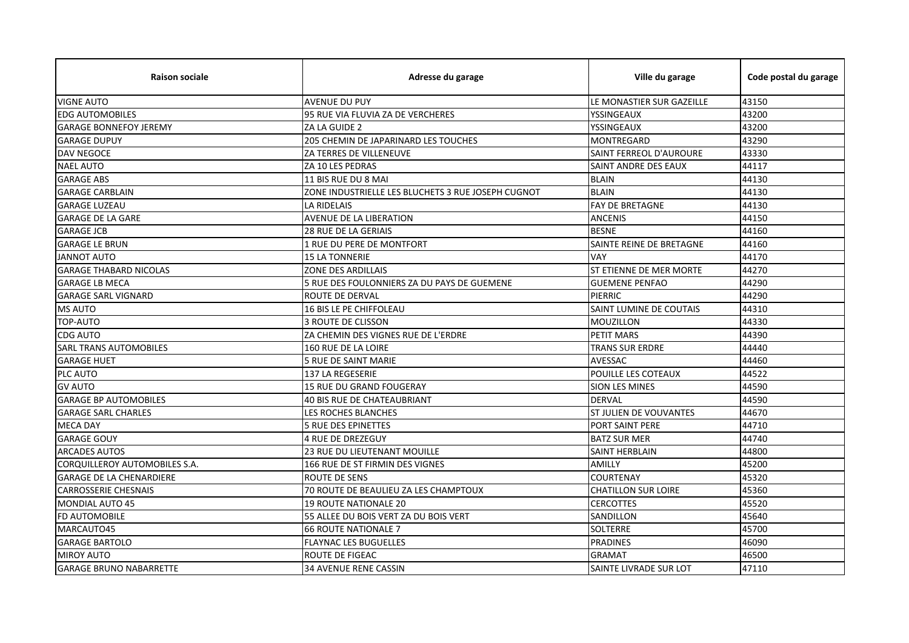| Raison sociale | Adresse du garage | Ville du garage | Code postal du garage |
| --- | --- | --- | --- |
| VIGNE AUTO | AVENUE DU PUY | LE MONASTIER SUR GAZEILLE | 43150 |
| EDG AUTOMOBILES | 95 RUE VIA FLUVIA ZA DE VERCHERES | YSSINGEAUX | 43200 |
| GARAGE BONNEFOY JEREMY | ZA LA GUIDE 2 | YSSINGEAUX | 43200 |
| GARAGE DUPUY | 205 CHEMIN DE JAPARINARD LES TOUCHES | MONTREGARD | 43290 |
| DAV NEGOCE | ZA TERRES DE VILLENEUVE | SAINT FERREOL D'AUROURE | 43330 |
| NAEL AUTO | ZA 10 LES PEDRAS | SAINT ANDRE DES EAUX | 44117 |
| GARAGE ABS | 11 BIS RUE DU 8 MAI | BLAIN | 44130 |
| GARAGE CARBLAIN | ZONE INDUSTRIELLE LES BLUCHETS 3 RUE JOSEPH CUGNOT | BLAIN | 44130 |
| GARAGE LUZEAU | LA RIDELAIS | FAY DE BRETAGNE | 44130 |
| GARAGE DE LA GARE | AVENUE DE LA LIBERATION | ANCENIS | 44150 |
| GARAGE JCB | 28 RUE DE LA GERIAIS | BESNE | 44160 |
| GARAGE LE BRUN | 1 RUE DU PERE DE MONTFORT | SAINTE REINE DE BRETAGNE | 44160 |
| JANNOT AUTO | 15 LA TONNERIE | VAY | 44170 |
| GARAGE THABARD NICOLAS | ZONE DES ARDILLAIS | ST ETIENNE DE MER MORTE | 44270 |
| GARAGE LB MECA | 5 RUE DES FOULONNIERS ZA DU PAYS DE GUEMENE | GUEMENE PENFAO | 44290 |
| GARAGE SARL VIGNARD | ROUTE DE DERVAL | PIERRIC | 44290 |
| MS AUTO | 16 BIS LE PE CHIFFOLEAU | SAINT LUMINE DE COUTAIS | 44310 |
| TOP-AUTO | 3 ROUTE DE CLISSON | MOUZILLON | 44330 |
| CDG AUTO | ZA CHEMIN DES VIGNES RUE DE L'ERDRE | PETIT MARS | 44390 |
| SARL TRANS AUTOMOBILES | 160 RUE DE LA LOIRE | TRANS SUR ERDRE | 44440 |
| GARAGE HUET | 5 RUE DE SAINT MARIE | AVESSAC | 44460 |
| PLC AUTO | 137 LA REGESERIE | POUILLE LES COTEAUX | 44522 |
| GV AUTO | 15 RUE DU GRAND FOUGERAY | SION LES MINES | 44590 |
| GARAGE BP AUTOMOBILES | 40 BIS RUE DE CHATEAUBRIANT | DERVAL | 44590 |
| GARAGE SARL CHARLES | LES ROCHES BLANCHES | ST JULIEN DE VOUVANTES | 44670 |
| MECA DAY | 5 RUE DES EPINETTES | PORT SAINT PERE | 44710 |
| GARAGE GOUY | 4 RUE DE DREZEGUY | BATZ SUR MER | 44740 |
| ARCADES AUTOS | 23 RUE DU LIEUTENANT MOUILLE | SAINT HERBLAIN | 44800 |
| CORQUILLEROY AUTOMOBILES S.A. | 166 RUE DE ST FIRMIN DES VIGNES | AMILLY | 45200 |
| GARAGE DE LA CHENARDIERE | ROUTE DE SENS | COURTENAY | 45320 |
| CARROSSERIE CHESNAIS | 70 ROUTE DE BEAULIEU ZA LES CHAMPTOUX | CHATILLON SUR LOIRE | 45360 |
| MONDIAL AUTO 45 | 19 ROUTE NATIONALE 20 | CERCOTTES | 45520 |
| FD AUTOMOBILE | 55 ALLEE DU BOIS VERT ZA DU BOIS VERT | SANDILLON | 45640 |
| MARCAUTO45 | 66 ROUTE NATIONALE 7 | SOLTERRE | 45700 |
| GARAGE BARTOLO | FLAYNAC LES BUGUELLES | PRADINES | 46090 |
| MIROY AUTO | ROUTE DE FIGEAC | GRAMAT | 46500 |
| GARAGE BRUNO NABARRETTE | 34 AVENUE RENE CASSIN | SAINTE LIVRADE SUR LOT | 47110 |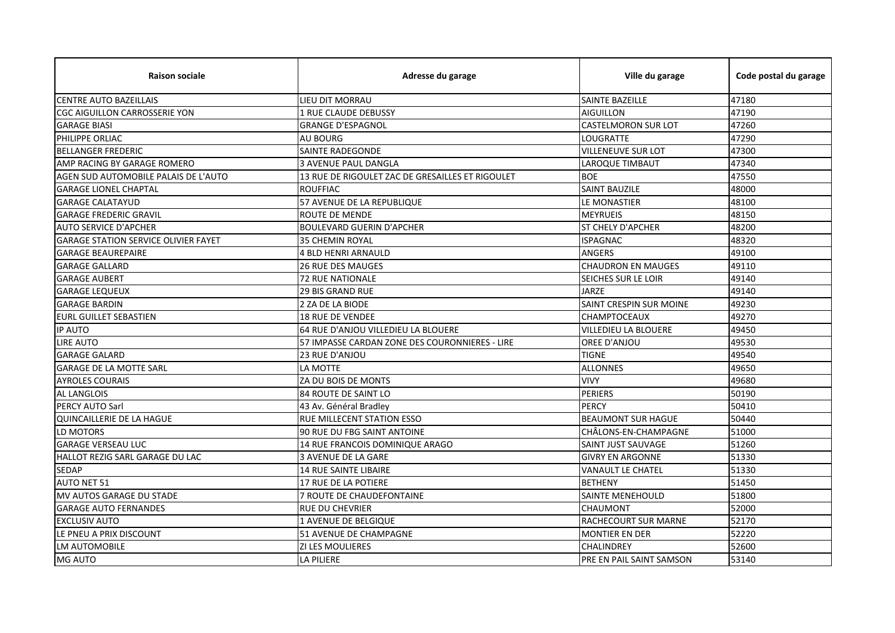| Raison sociale | Adresse du garage | Ville du garage | Code postal du garage |
|---|---|---|---|
| CENTRE AUTO BAZEILLAIS | LIEU DIT MORRAU | SAINTE BAZEILLE | 47180 |
| CGC AIGUILLON CARROSSERIE YON | 1 RUE CLAUDE DEBUSSY | AIGUILLON | 47190 |
| GARAGE BIASI | GRANGE D'ESPAGNOL | CASTELMORON SUR LOT | 47260 |
| PHILIPPE ORLIAC | AU BOURG | LOUGRATTE | 47290 |
| BELLANGER FREDERIC | SAINTE RADEGONDE | VILLENEUVE SUR LOT | 47300 |
| AMP RACING BY GARAGE ROMERO | 3 AVENUE PAUL DANGLA | LAROQUE TIMBAUT | 47340 |
| AGEN SUD AUTOMOBILE PALAIS DE L'AUTO | 13 RUE DE RIGOULET ZAC DE GRESAILLES ET RIGOULET | BOE | 47550 |
| GARAGE LIONEL CHAPTAL | ROUFFIAC | SAINT BAUZILE | 48000 |
| GARAGE CALATAYUD | 57 AVENUE DE LA REPUBLIQUE | LE MONASTIER | 48100 |
| GARAGE FREDERIC GRAVIL | ROUTE DE MENDE | MEYRUEIS | 48150 |
| AUTO SERVICE D'APCHER | BOULEVARD GUERIN D'APCHER | ST CHELY D'APCHER | 48200 |
| GARAGE STATION SERVICE OLIVIER FAYET | 35 CHEMIN ROYAL | ISPAGNAC | 48320 |
| GARAGE BEAUREPAIRE | 4 BLD HENRI ARNAULD | ANGERS | 49100 |
| GARAGE GALLARD | 26 RUE DES MAUGES | CHAUDRON EN MAUGES | 49110 |
| GARAGE AUBERT | 72 RUE NATIONALE | SEICHES SUR LE LOIR | 49140 |
| GARAGE LEQUEUX | 29 BIS GRAND RUE | JARZE | 49140 |
| GARAGE BARDIN | 2 ZA DE LA BIODE | SAINT CRESPIN SUR MOINE | 49230 |
| EURL GUILLET SEBASTIEN | 18 RUE DE VENDEE | CHAMPTOCEAUX | 49270 |
| IP AUTO | 64 RUE D'ANJOU VILLEDIEU LA BLOUERE | VILLEDIEU LA BLOUERE | 49450 |
| LIRE AUTO | 57 IMPASSE CARDAN ZONE DES COURONNIERES - LIRE | OREE D'ANJOU | 49530 |
| GARAGE GALARD | 23 RUE D'ANJOU | TIGNE | 49540 |
| GARAGE DE LA MOTTE SARL | LA MOTTE | ALLONNES | 49650 |
| AYROLES COURAIS | ZA DU BOIS DE MONTS | VIVY | 49680 |
| AL LANGLOIS | 84 ROUTE DE SAINT LO | PERIERS | 50190 |
| PERCY AUTO Sarl | 43 Av. Général Bradley | PERCY | 50410 |
| QUINCAILLERIE DE LA HAGUE | RUE MILLECENT STATION ESSO | BEAUMONT SUR HAGUE | 50440 |
| LD MOTORS | 90 RUE DU FBG SAINT ANTOINE | CHÂLONS-EN-CHAMPAGNE | 51000 |
| GARAGE VERSEAU LUC | 14 RUE FRANCOIS DOMINIQUE ARAGO | SAINT JUST SAUVAGE | 51260 |
| HALLOT REZIG SARL GARAGE DU LAC | 3 AVENUE DE LA GARE | GIVRY EN ARGONNE | 51330 |
| SEDAP | 14 RUE SAINTE LIBAIRE | VANAULT LE CHATEL | 51330 |
| AUTO NET 51 | 17 RUE DE LA POTIERE | BETHENY | 51450 |
| MV AUTOS GARAGE DU STADE | 7 ROUTE DE CHAUDEFONTAINE | SAINTE MENEHOULD | 51800 |
| GARAGE AUTO FERNANDES | RUE DU CHEVRIER | CHAUMONT | 52000 |
| EXCLUSIV AUTO | 1 AVENUE DE BELGIQUE | RACHECOURT SUR MARNE | 52170 |
| LE PNEU A PRIX DISCOUNT | 51 AVENUE DE CHAMPAGNE | MONTIER EN DER | 52220 |
| LM AUTOMOBILE | ZI LES MOULIERES | CHALINDREY | 52600 |
| MG AUTO | LA PILIERE | PRE EN PAIL SAINT SAMSON | 53140 |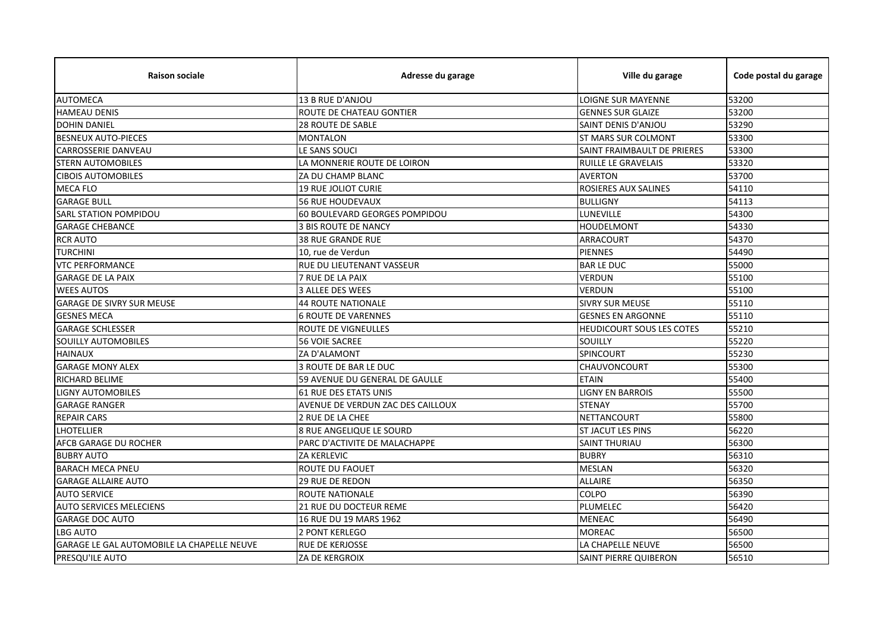| Raison sociale | Adresse du garage | Ville du garage | Code postal du garage |
|---|---|---|---|
| AUTOMECA | 13 B RUE D'ANJOU | LOIGNE SUR MAYENNE | 53200 |
| HAMEAU DENIS | ROUTE DE CHATEAU GONTIER | GENNES SUR GLAIZE | 53200 |
| DOHIN DANIEL | 28 ROUTE DE SABLE | SAINT DENIS D'ANJOU | 53290 |
| BESNEUX AUTO-PIECES | MONTALON | ST MARS SUR COLMONT | 53300 |
| CARROSSERIE DANVEAU | LE SANS SOUCI | SAINT FRAIMBAULT DE PRIERES | 53300 |
| STERN AUTOMOBILES | LA MONNERIE ROUTE DE LOIRON | RUILLE LE GRAVELAIS | 53320 |
| CIBOIS AUTOMOBILES | ZA DU CHAMP BLANC | AVERTON | 53700 |
| MECA FLO | 19 RUE JOLIOT CURIE | ROSIERES AUX SALINES | 54110 |
| GARAGE BULL | 56 RUE HOUDEVAUX | BULLIGNY | 54113 |
| SARL STATION POMPIDOU | 60 BOULEVARD GEORGES POMPIDOU | LUNEVILLE | 54300 |
| GARAGE CHEBANCE | 3 BIS ROUTE DE NANCY | HOUDELMONT | 54330 |
| RCR AUTO | 38 RUE GRANDE RUE | ARRACOURT | 54370 |
| TURCHINI | 10, rue de Verdun | PIENNES | 54490 |
| VTC PERFORMANCE | RUE DU LIEUTENANT VASSEUR | BAR LE DUC | 55000 |
| GARAGE DE LA PAIX | 7 RUE DE LA PAIX | VERDUN | 55100 |
| WEES AUTOS | 3 ALLEE DES WEES | VERDUN | 55100 |
| GARAGE DE SIVRY SUR MEUSE | 44 ROUTE NATIONALE | SIVRY SUR MEUSE | 55110 |
| GESNES MECA | 6 ROUTE DE VARENNES | GESNES EN ARGONNE | 55110 |
| GARAGE SCHLESSER | ROUTE DE VIGNEULLES | HEUDICOURT SOUS LES COTES | 55210 |
| SOUILLY AUTOMOBILES | 56 VOIE SACREE | SOUILLY | 55220 |
| HAINAUX | ZA D'ALAMONT | SPINCOURT | 55230 |
| GARAGE MONY ALEX | 3 ROUTE DE BAR LE DUC | CHAUVONCOURT | 55300 |
| RICHARD BELIME | 59 AVENUE DU GENERAL DE GAULLE | ETAIN | 55400 |
| LIGNY AUTOMOBILES | 61 RUE DES ETATS UNIS | LIGNY EN BARROIS | 55500 |
| GARAGE RANGER | AVENUE DE VERDUN ZAC DES CAILLOUX | STENAY | 55700 |
| REPAIR CARS | 2 RUE DE LA CHEE | NETTANCOURT | 55800 |
| LHOTELLIER | 8 RUE ANGELIQUE LE SOURD | ST JACUT LES PINS | 56220 |
| AFCB GARAGE DU ROCHER | PARC D'ACTIVITE DE MALACHAPPE | SAINT THURIAU | 56300 |
| BUBRY AUTO | ZA KERLEVIC | BUBRY | 56310 |
| BARACH MECA PNEU | ROUTE DU FAOUET | MESLAN | 56320 |
| GARAGE ALLAIRE AUTO | 29 RUE DE REDON | ALLAIRE | 56350 |
| AUTO SERVICE | ROUTE NATIONALE | COLPO | 56390 |
| AUTO SERVICES MELECIENS | 21 RUE DU DOCTEUR REME | PLUMELEC | 56420 |
| GARAGE DOC AUTO | 16 RUE DU 19 MARS 1962 | MENEAC | 56490 |
| LBG AUTO | 2 PONT KERLEGO | MOREAC | 56500 |
| GARAGE LE GAL AUTOMOBILE LA CHAPELLE NEUVE | RUE DE KERJOSSE | LA CHAPELLE NEUVE | 56500 |
| PRESQU'ILE AUTO | ZA DE KERGROIX | SAINT PIERRE QUIBERON | 56510 |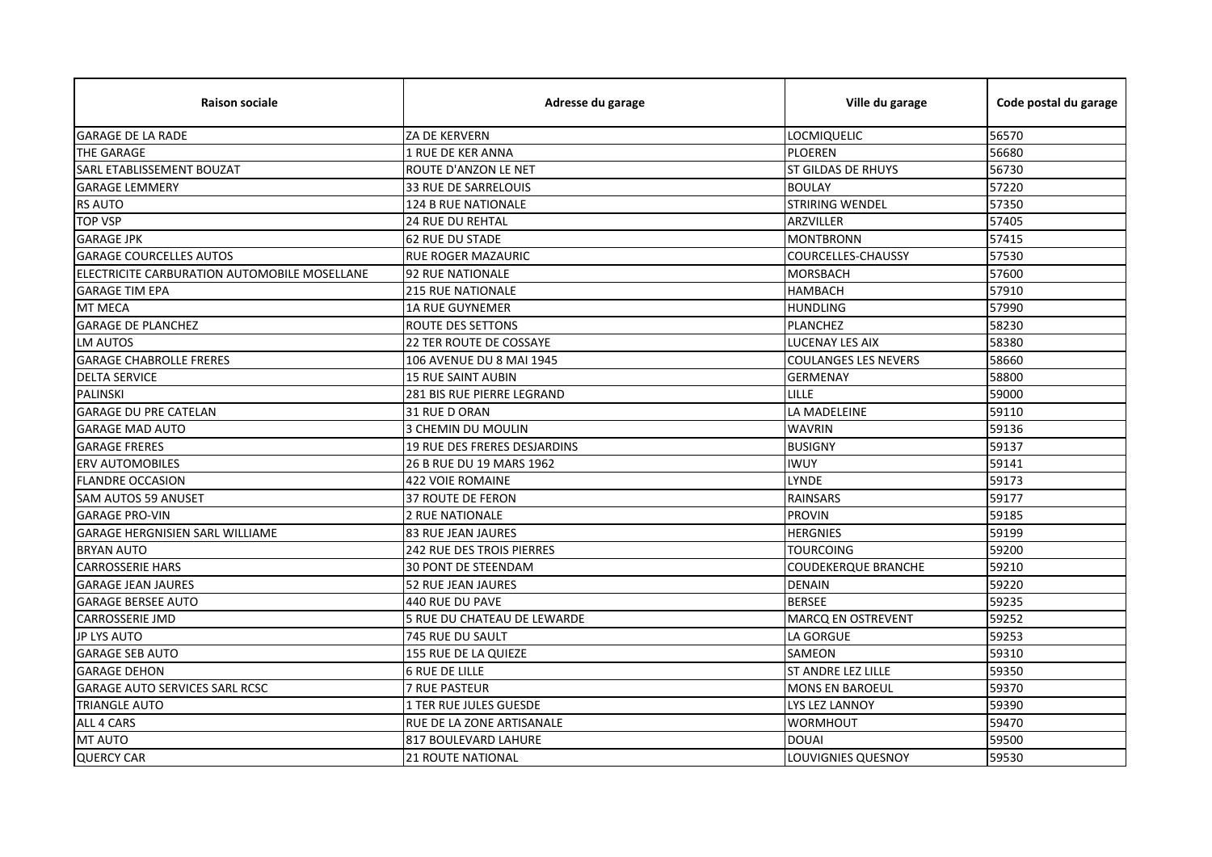| Raison sociale | Adresse du garage | Ville du garage | Code postal du garage |
|---|---|---|---|
| GARAGE DE LA RADE | ZA DE KERVERN | LOCMIQUELIC | 56570 |
| THE GARAGE | 1 RUE DE KER ANNA | PLOEREN | 56680 |
| SARL ETABLISSEMENT BOUZAT | ROUTE D'ANZON LE NET | ST GILDAS DE RHUYS | 56730 |
| GARAGE LEMMERY | 33 RUE DE SARRELOUIS | BOULAY | 57220 |
| RS AUTO | 124 B RUE NATIONALE | STRIRING WENDEL | 57350 |
| TOP VSP | 24 RUE DU REHTAL | ARZVILLER | 57405 |
| GARAGE JPK | 62 RUE DU STADE | MONTBRONN | 57415 |
| GARAGE COURCELLES AUTOS | RUE ROGER MAZAURIC | COURCELLES-CHAUSSY | 57530 |
| ELECTRICITE CARBURATION AUTOMOBILE MOSELLANE | 92 RUE NATIONALE | MORSBACH | 57600 |
| GARAGE TIM EPA | 215 RUE NATIONALE | HAMBACH | 57910 |
| MT MECA | 1A RUE GUYNEMER | HUNDLING | 57990 |
| GARAGE DE PLANCHEZ | ROUTE DES SETTONS | PLANCHEZ | 58230 |
| LM AUTOS | 22 TER ROUTE DE COSSAYE | LUCENAY LES AIX | 58380 |
| GARAGE CHABROLLE FRERES | 106 AVENUE DU 8 MAI 1945 | COULANGES LES NEVERS | 58660 |
| DELTA SERVICE | 15 RUE SAINT AUBIN | GERMENAY | 58800 |
| PALINSKI | 281 BIS RUE PIERRE LEGRAND | LILLE | 59000 |
| GARAGE DU PRE CATELAN | 31 RUE D ORAN | LA MADELEINE | 59110 |
| GARAGE MAD AUTO | 3 CHEMIN DU MOULIN | WAVRIN | 59136 |
| GARAGE FRERES | 19 RUE DES FRERES DESJARDINS | BUSIGNY | 59137 |
| ERV AUTOMOBILES | 26 B RUE DU 19 MARS 1962 | IWUY | 59141 |
| FLANDRE OCCASION | 422 VOIE ROMAINE | LYNDE | 59173 |
| SAM AUTOS 59 ANUSET | 37 ROUTE DE FERON | RAINSARS | 59177 |
| GARAGE PRO-VIN | 2 RUE NATIONALE | PROVIN | 59185 |
| GARAGE HERGNISIEN SARL WILLIAME | 83 RUE JEAN JAURES | HERGNIES | 59199 |
| BRYAN AUTO | 242 RUE DES TROIS PIERRES | TOURCOING | 59200 |
| CARROSSERIE HARS | 30 PONT DE STEENDAM | COUDEKERQUE BRANCHE | 59210 |
| GARAGE JEAN JAURES | 52 RUE JEAN JAURES | DENAIN | 59220 |
| GARAGE BERSEE AUTO | 440 RUE DU PAVE | BERSEE | 59235 |
| CARROSSERIE JMD | 5 RUE DU CHATEAU DE LEWARDE | MARCQ EN OSTREVENT | 59252 |
| JP LYS AUTO | 745 RUE DU SAULT | LA GORGUE | 59253 |
| GARAGE SEB AUTO | 155 RUE DE LA QUIEZE | SAMEON | 59310 |
| GARAGE DEHON | 6 RUE DE LILLE | ST ANDRE LEZ LILLE | 59350 |
| GARAGE AUTO SERVICES SARL RCSC | 7 RUE PASTEUR | MONS EN BAROEUL | 59370 |
| TRIANGLE AUTO | 1 TER RUE JULES GUESDE | LYS LEZ LANNOY | 59390 |
| ALL 4 CARS | RUE DE LA ZONE ARTISANALE | WORMHOUT | 59470 |
| MT AUTO | 817 BOULEVARD LAHURE | DOUAI | 59500 |
| QUERCY CAR | 21 ROUTE NATIONAL | LOUVIGNIES QUESNOY | 59530 |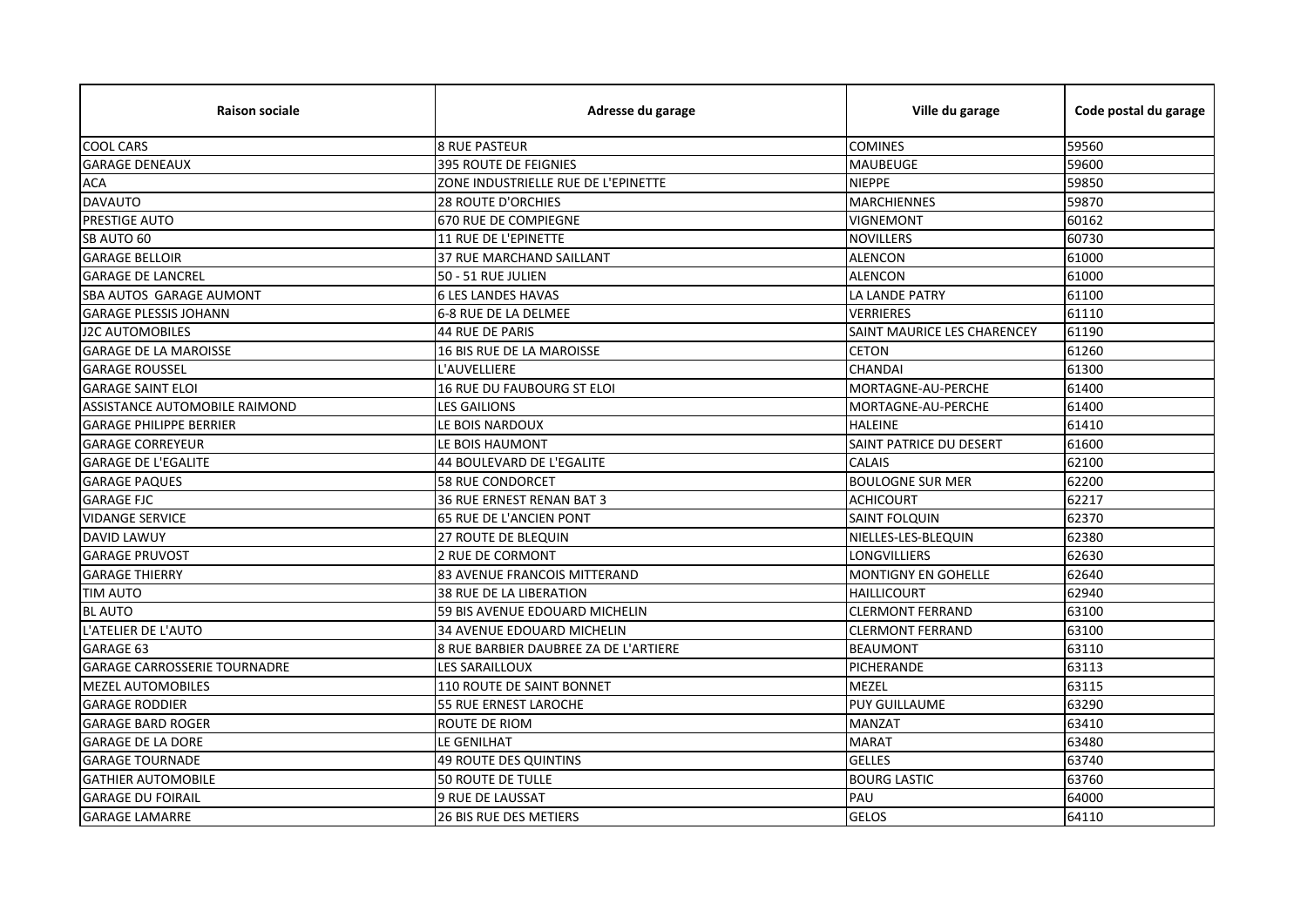| Raison sociale | Adresse du garage | Ville du garage | Code postal du garage |
| --- | --- | --- | --- |
| COOL CARS | 8 RUE PASTEUR | COMINES | 59560 |
| GARAGE DENEAUX | 395 ROUTE DE FEIGNIES | MAUBEUGE | 59600 |
| ACA | ZONE INDUSTRIELLE RUE DE L'EPINETTE | NIEPPE | 59850 |
| DAVAUTO | 28 ROUTE D'ORCHIES | MARCHIENNES | 59870 |
| PRESTIGE AUTO | 670 RUE DE COMPIEGNE | VIGNEMONT | 60162 |
| SB AUTO 60 | 11 RUE DE L'EPINETTE | NOVILLERS | 60730 |
| GARAGE BELLOIR | 37 RUE MARCHAND SAILLANT | ALENCON | 61000 |
| GARAGE DE LANCREL | 50 - 51 RUE JULIEN | ALENCON | 61000 |
| SBA AUTOS GARAGE AUMONT | 6 LES LANDES HAVAS | LA LANDE PATRY | 61100 |
| GARAGE PLESSIS JOHANN | 6-8 RUE DE LA DELMEE | VERRIERES | 61110 |
| J2C AUTOMOBILES | 44 RUE DE PARIS | SAINT MAURICE LES CHARENCEY | 61190 |
| GARAGE DE LA MAROISSE | 16 BIS RUE DE LA MAROISSE | CETON | 61260 |
| GARAGE ROUSSEL | L'AUVELLIERE | CHANDAI | 61300 |
| GARAGE SAINT ELOI | 16 RUE DU FAUBOURG ST ELOI | MORTAGNE-AU-PERCHE | 61400 |
| ASSISTANCE AUTOMOBILE RAIMOND | LES GAILIONS | MORTAGNE-AU-PERCHE | 61400 |
| GARAGE PHILIPPE BERRIER | LE BOIS NARDOUX | HALEINE | 61410 |
| GARAGE CORREYEUR | LE BOIS HAUMONT | SAINT PATRICE DU DESERT | 61600 |
| GARAGE DE L'EGALITE | 44 BOULEVARD DE L'EGALITE | CALAIS | 62100 |
| GARAGE PAQUES | 58 RUE CONDORCET | BOULOGNE SUR MER | 62200 |
| GARAGE FJC | 36 RUE ERNEST RENAN BAT 3 | ACHICOURT | 62217 |
| VIDANGE SERVICE | 65 RUE DE L'ANCIEN PONT | SAINT FOLQUIN | 62370 |
| DAVID LAWUY | 27 ROUTE DE BLEQUIN | NIELLES-LES-BLEQUIN | 62380 |
| GARAGE PRUVOST | 2 RUE DE CORMONT | LONGVILLIERS | 62630 |
| GARAGE THIERRY | 83 AVENUE FRANCOIS MITTERAND | MONTIGNY EN GOHELLE | 62640 |
| TIM AUTO | 38 RUE DE LA LIBERATION | HAILLICOURT | 62940 |
| BL AUTO | 59 BIS AVENUE EDOUARD MICHELIN | CLERMONT FERRAND | 63100 |
| L'ATELIER DE L'AUTO | 34 AVENUE EDOUARD MICHELIN | CLERMONT FERRAND | 63100 |
| GARAGE 63 | 8 RUE BARBIER DAUBREE ZA DE L'ARTIERE | BEAUMONT | 63110 |
| GARAGE CARROSSERIE TOURNADRE | LES SARAILLOUX | PICHERANDE | 63113 |
| MEZEL AUTOMOBILES | 110 ROUTE DE SAINT BONNET | MEZEL | 63115 |
| GARAGE RODDIER | 55 RUE ERNEST LAROCHE | PUY GUILLAUME | 63290 |
| GARAGE BARD ROGER | ROUTE DE RIOM | MANZAT | 63410 |
| GARAGE DE LA DORE | LE GENILHAT | MARAT | 63480 |
| GARAGE TOURNADE | 49 ROUTE DES QUINTINS | GELLES | 63740 |
| GATHIER AUTOMOBILE | 50 ROUTE DE TULLE | BOURG LASTIC | 63760 |
| GARAGE DU FOIRAIL | 9 RUE DE LAUSSAT | PAU | 64000 |
| GARAGE LAMARRE | 26 BIS RUE DES METIERS | GELOS | 64110 |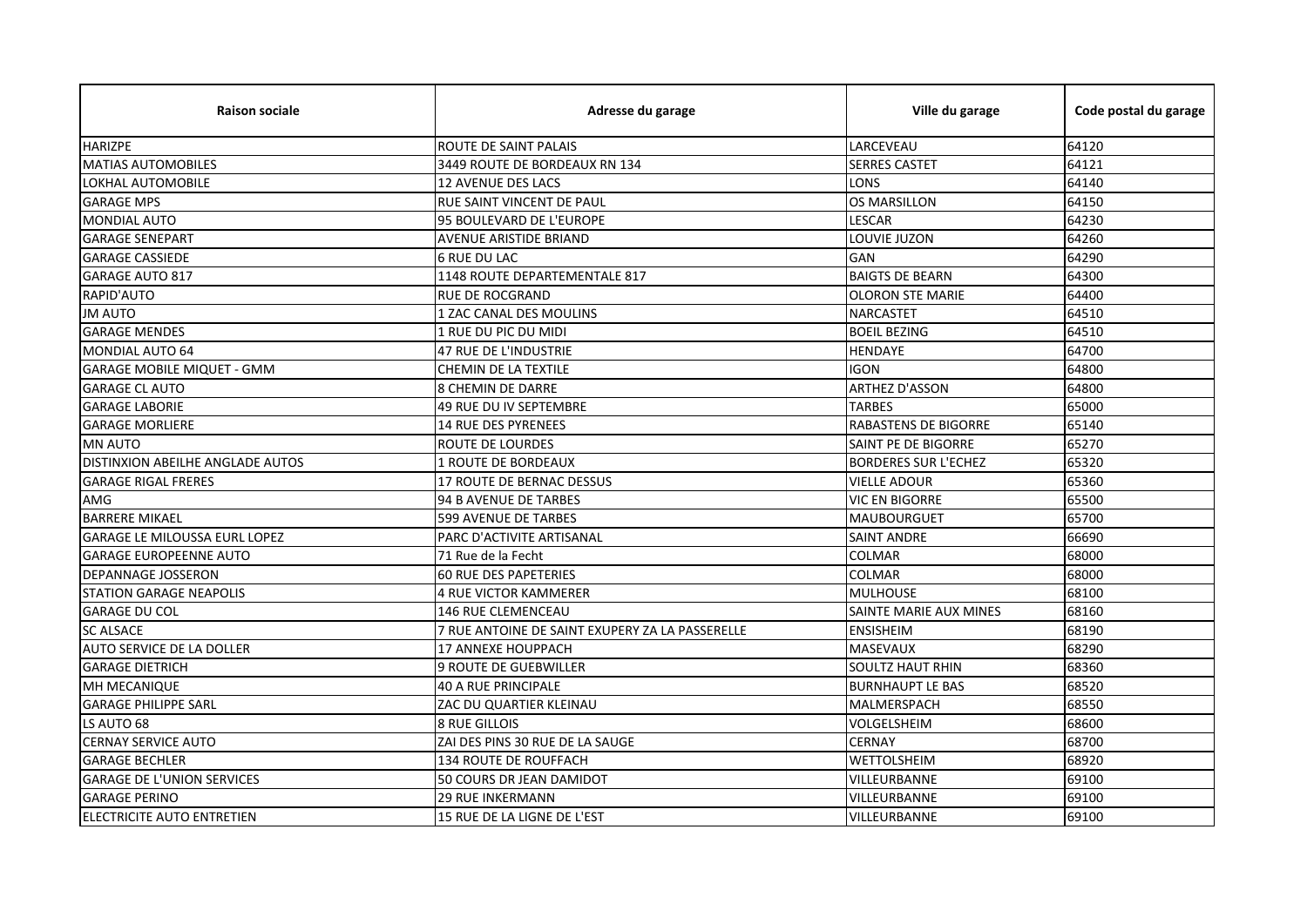| Raison sociale | Adresse du garage | Ville du garage | Code postal du garage |
|---|---|---|---|
| HARIZPE | ROUTE DE SAINT PALAIS | LARCEVEAU | 64120 |
| MATIAS AUTOMOBILES | 3449 ROUTE DE BORDEAUX RN 134 | SERRES CASTET | 64121 |
| LOKHAL AUTOMOBILE | 12 AVENUE DES LACS | LONS | 64140 |
| GARAGE MPS | RUE SAINT VINCENT DE PAUL | OS MARSILLON | 64150 |
| MONDIAL AUTO | 95 BOULEVARD DE L'EUROPE | LESCAR | 64230 |
| GARAGE SENEPART | AVENUE ARISTIDE BRIAND | LOUVIE JUZON | 64260 |
| GARAGE CASSIEDE | 6 RUE DU LAC | GAN | 64290 |
| GARAGE AUTO 817 | 1148 ROUTE DEPARTEMENTALE 817 | BAIGTS DE BEARN | 64300 |
| RAPID'AUTO | RUE DE ROCGRAND | OLORON STE MARIE | 64400 |
| JM AUTO | 1 ZAC CANAL DES MOULINS | NARCASTET | 64510 |
| GARAGE MENDES | 1 RUE DU PIC DU MIDI | BOEIL BEZING | 64510 |
| MONDIAL AUTO 64 | 47 RUE DE L'INDUSTRIE | HENDAYE | 64700 |
| GARAGE MOBILE MIQUET - GMM | CHEMIN DE LA TEXTILE | IGON | 64800 |
| GARAGE CL AUTO | 8 CHEMIN DE DARRE | ARTHEZ D'ASSON | 64800 |
| GARAGE LABORIE | 49 RUE DU IV SEPTEMBRE | TARBES | 65000 |
| GARAGE MORLIERE | 14 RUE DES PYRENEES | RABASTENS DE BIGORRE | 65140 |
| MN AUTO | ROUTE DE LOURDES | SAINT PE DE BIGORRE | 65270 |
| DISTINXION ABEILHE ANGLADE AUTOS | 1 ROUTE DE BORDEAUX | BORDERES SUR L'ECHEZ | 65320 |
| GARAGE RIGAL FRERES | 17 ROUTE DE BERNAC DESSUS | VIELLE ADOUR | 65360 |
| AMG | 94 B AVENUE DE TARBES | VIC EN BIGORRE | 65500 |
| BARRERE MIKAEL | 599 AVENUE DE TARBES | MAUBOURGUET | 65700 |
| GARAGE LE MILOUSSA EURL LOPEZ | PARC D'ACTIVITE ARTISANAL | SAINT ANDRE | 66690 |
| GARAGE EUROPEENNE AUTO | 71 Rue de la Fecht | COLMAR | 68000 |
| DEPANNAGE JOSSERON | 60 RUE DES PAPETERIES | COLMAR | 68000 |
| STATION GARAGE NEAPOLIS | 4 RUE VICTOR KAMMERER | MULHOUSE | 68100 |
| GARAGE DU COL | 146 RUE CLEMENCEAU | SAINTE MARIE AUX MINES | 68160 |
| SC ALSACE | 7 RUE ANTOINE DE SAINT EXUPERY ZA LA PASSERELLE | ENSISHEIM | 68190 |
| AUTO SERVICE DE LA DOLLER | 17 ANNEXE HOUPPACH | MASEVAUX | 68290 |
| GARAGE DIETRICH | 9 ROUTE DE GUEBWILLER | SOULTZ HAUT RHIN | 68360 |
| MH MECANIQUE | 40 A RUE PRINCIPALE | BURNHAUPT LE BAS | 68520 |
| GARAGE PHILIPPE SARL | ZAC DU QUARTIER KLEINAU | MALMERSPACH | 68550 |
| LS AUTO 68 | 8 RUE GILLOIS | VOLGELSHEIM | 68600 |
| CERNAY SERVICE AUTO | ZAI DES PINS 30 RUE DE LA SAUGE | CERNAY | 68700 |
| GARAGE BECHLER | 134 ROUTE DE ROUFFACH | WETTOLSHEIM | 68920 |
| GARAGE DE L'UNION SERVICES | 50 COURS DR JEAN DAMIDOT | VILLEURBANNE | 69100 |
| GARAGE PERINO | 29 RUE INKERMANN | VILLEURBANNE | 69100 |
| ELECTRICITE AUTO ENTRETIEN | 15 RUE DE LA LIGNE DE L'EST | VILLEURBANNE | 69100 |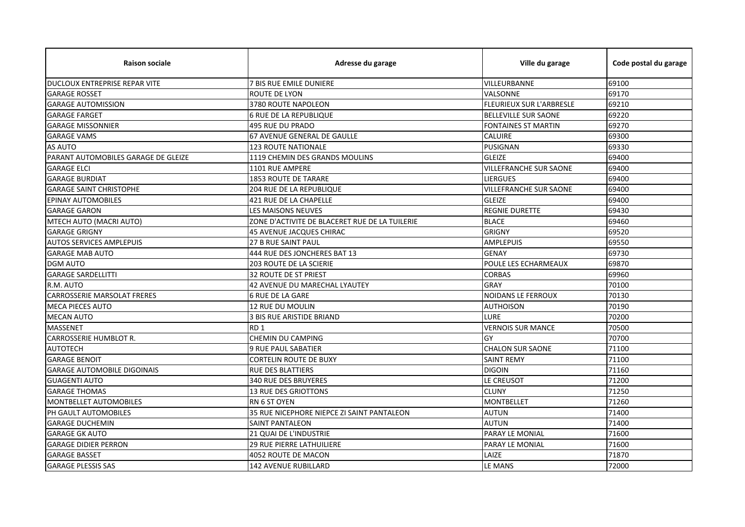| Raison sociale | Adresse du garage | Ville du garage | Code postal du garage |
| --- | --- | --- | --- |
| DUCLOUX ENTREPRISE REPAR VITE | 7 BIS RUE EMILE DUNIERE | VILLEURBANNE | 69100 |
| GARAGE ROSSET | ROUTE DE LYON | VALSONNE | 69170 |
| GARAGE AUTOMISSION | 3780 ROUTE NAPOLEON | FLEURIEUX SUR L'ARBRESLE | 69210 |
| GARAGE FARGET | 6 RUE DE LA REPUBLIQUE | BELLEVILLE SUR SAONE | 69220 |
| GARAGE MISSONNIER | 495 RUE DU PRADO | FONTAINES ST MARTIN | 69270 |
| GARAGE VAMS | 67 AVENUE GENERAL DE GAULLE | CALUIRE | 69300 |
| AS AUTO | 123 ROUTE NATIONALE | PUSIGNAN | 69330 |
| PARANT AUTOMOBILES GARAGE DE GLEIZE | 1119 CHEMIN DES GRANDS MOULINS | GLEIZE | 69400 |
| GARAGE ELCI | 1101 RUE AMPERE | VILLEFRANCHE SUR SAONE | 69400 |
| GARAGE BURDIAT | 1853 ROUTE DE TARARE | LIERGUES | 69400 |
| GARAGE SAINT CHRISTOPHE | 204 RUE DE LA REPUBLIQUE | VILLEFRANCHE SUR SAONE | 69400 |
| EPINAY AUTOMOBILES | 421 RUE DE LA CHAPELLE | GLEIZE | 69400 |
| GARAGE GARON | LES MAISONS NEUVES | REGNIE DURETTE | 69430 |
| MTECH AUTO (MACRI AUTO) | ZONE D'ACTIVITE DE BLACERET RUE DE LA TUILERIE | BLACE | 69460 |
| GARAGE GRIGNY | 45 AVENUE JACQUES CHIRAC | GRIGNY | 69520 |
| AUTOS SERVICES AMPLEPUIS | 27 B RUE SAINT PAUL | AMPLEPUIS | 69550 |
| GARAGE MAB AUTO | 444 RUE DES JONCHERES BAT 13 | GENAY | 69730 |
| DGM AUTO | 203 ROUTE DE LA SCIERIE | POULE LES ECHARMEAUX | 69870 |
| GARAGE SARDELLITTI | 32 ROUTE DE ST PRIEST | CORBAS | 69960 |
| R.M. AUTO | 42 AVENUE DU MARECHAL LYAUTEY | GRAY | 70100 |
| CARROSSERIE MARSOLAT FRERES | 6 RUE DE LA GARE | NOIDANS LE FERROUX | 70130 |
| MECA PIECES AUTO | 12 RUE DU MOULIN | AUTHOISON | 70190 |
| MECAN AUTO | 3 BIS RUE ARISTIDE BRIAND | LURE | 70200 |
| MASSENET | RD 1 | VERNOIS SUR MANCE | 70500 |
| CARROSSERIE HUMBLOT R. | CHEMIN DU CAMPING | GY | 70700 |
| AUTOTECH | 9 RUE PAUL SABATIER | CHALON SUR SAONE | 71100 |
| GARAGE BENOIT | CORTELIN ROUTE DE BUXY | SAINT REMY | 71100 |
| GARAGE AUTOMOBILE DIGOINAIS | RUE DES BLATTIERS | DIGOIN | 71160 |
| GUAGENTI AUTO | 340 RUE DES BRUYERES | LE CREUSOT | 71200 |
| GARAGE THOMAS | 13 RUE DES GRIOTTONS | CLUNY | 71250 |
| MONTBELLET AUTOMOBILES | RN 6 ST OYEN | MONTBELLET | 71260 |
| PH GAULT AUTOMOBILES | 35 RUE NICEPHORE NIEPCE ZI SAINT PANTALEON | AUTUN | 71400 |
| GARAGE DUCHEMIN | SAINT PANTALEON | AUTUN | 71400 |
| GARAGE GK AUTO | 21 QUAI DE L'INDUSTRIE | PARAY LE MONIAL | 71600 |
| GARAGE DIDIER PERRON | 29 RUE PIERRE LATHUILIERE | PARAY LE MONIAL | 71600 |
| GARAGE BASSET | 4052 ROUTE DE MACON | LAIZE | 71870 |
| GARAGE PLESSIS SAS | 142 AVENUE RUBILLARD | LE MANS | 72000 |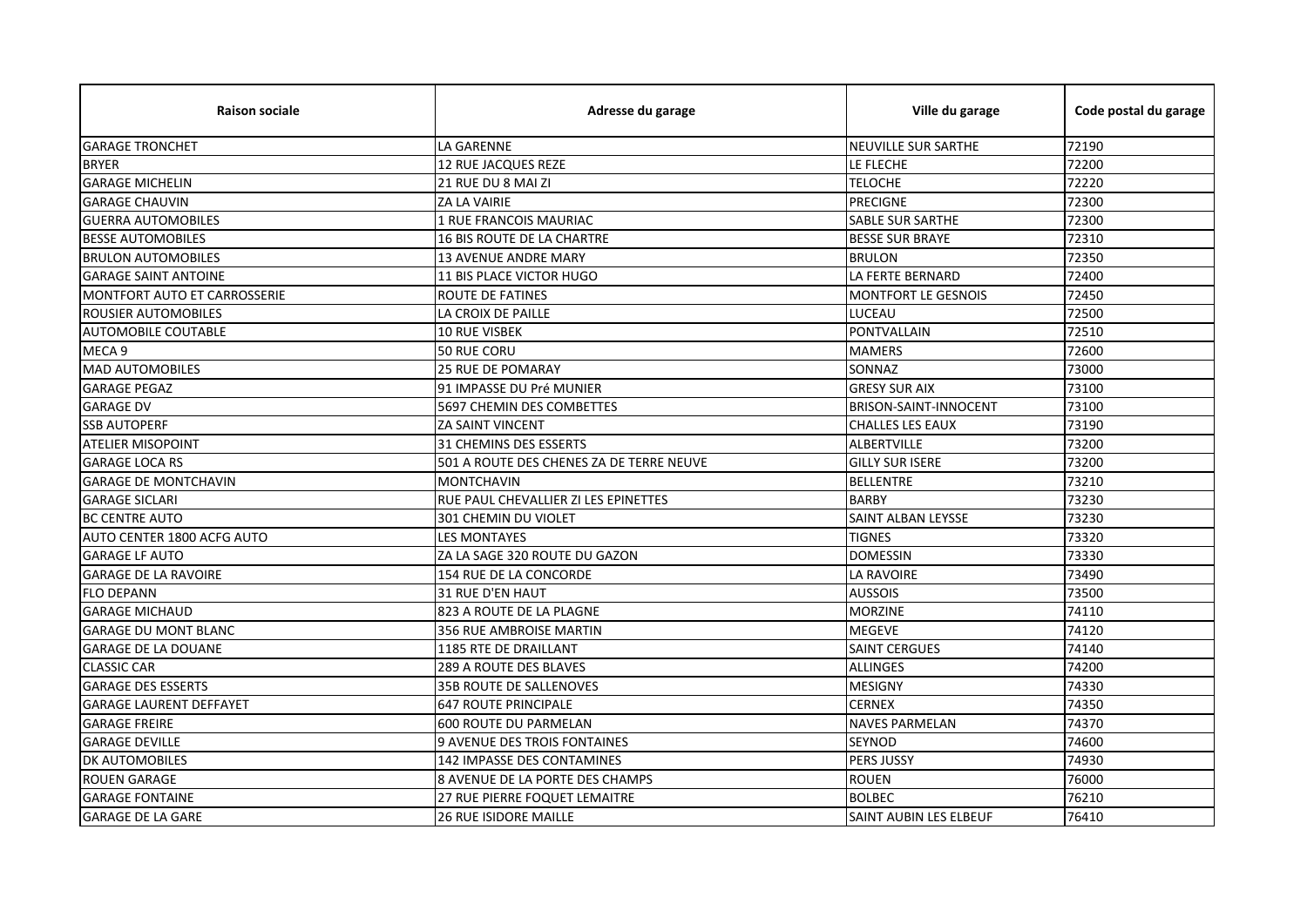| Raison sociale | Adresse du garage | Ville du garage | Code postal du garage |
| --- | --- | --- | --- |
| GARAGE TRONCHET | LA GARENNE | NEUVILLE SUR SARTHE | 72190 |
| BRYER | 12 RUE JACQUES REZE | LE FLECHE | 72200 |
| GARAGE MICHELIN | 21 RUE DU 8 MAI ZI | TELOCHE | 72220 |
| GARAGE CHAUVIN | ZA LA VAIRIE | PRECIGNE | 72300 |
| GUERRA AUTOMOBILES | 1 RUE FRANCOIS MAURIAC | SABLE SUR SARTHE | 72300 |
| BESSE AUTOMOBILES | 16 BIS ROUTE DE LA CHARTRE | BESSE SUR BRAYE | 72310 |
| BRULON AUTOMOBILES | 13 AVENUE ANDRE MARY | BRULON | 72350 |
| GARAGE SAINT ANTOINE | 11 BIS PLACE VICTOR HUGO | LA FERTE BERNARD | 72400 |
| MONTFORT AUTO ET CARROSSERIE | ROUTE DE FATINES | MONTFORT LE GESNOIS | 72450 |
| ROUSIER AUTOMOBILES | LA CROIX DE PAILLE | LUCEAU | 72500 |
| AUTOMOBILE COUTABLE | 10 RUE VISBEK | PONTVALLAIN | 72510 |
| MECA 9 | 50 RUE CORU | MAMERS | 72600 |
| MAD AUTOMOBILES | 25 RUE DE POMARAY | SONNAZ | 73000 |
| GARAGE PEGAZ | 91 IMPASSE DU Pré MUNIER | GRESY SUR AIX | 73100 |
| GARAGE DV | 5697 CHEMIN DES COMBETTES | BRISON-SAINT-INNOCENT | 73100 |
| SSB AUTOPERF | ZA SAINT VINCENT | CHALLES LES EAUX | 73190 |
| ATELIER MISOPOINT | 31 CHEMINS DES ESSERTS | ALBERTVILLE | 73200 |
| GARAGE LOCA RS | 501 A ROUTE DES CHENES ZA DE TERRE NEUVE | GILLY SUR ISERE | 73200 |
| GARAGE DE MONTCHAVIN | MONTCHAVIN | BELLENTRE | 73210 |
| GARAGE SICLARI | RUE PAUL CHEVALLIER ZI LES EPINETTES | BARBY | 73230 |
| BC CENTRE AUTO | 301 CHEMIN DU VIOLET | SAINT ALBAN LEYSSE | 73230 |
| AUTO CENTER 1800 ACFG AUTO | LES MONTAYES | TIGNES | 73320 |
| GARAGE LF AUTO | ZA LA SAGE 320 ROUTE DU GAZON | DOMESSIN | 73330 |
| GARAGE DE LA RAVOIRE | 154 RUE DE LA CONCORDE | LA RAVOIRE | 73490 |
| FLO DEPANN | 31 RUE D'EN HAUT | AUSSOIS | 73500 |
| GARAGE MICHAUD | 823 A ROUTE DE LA PLAGNE | MORZINE | 74110 |
| GARAGE DU MONT BLANC | 356 RUE AMBROISE MARTIN | MEGEVE | 74120 |
| GARAGE DE LA DOUANE | 1185 RTE DE DRAILLANT | SAINT CERGUES | 74140 |
| CLASSIC CAR | 289 A ROUTE DES BLAVES | ALLINGES | 74200 |
| GARAGE DES ESSERTS | 35B ROUTE DE SALLENOVES | MESIGNY | 74330 |
| GARAGE LAURENT DEFFAYET | 647 ROUTE PRINCIPALE | CERNEX | 74350 |
| GARAGE FREIRE | 600 ROUTE DU PARMELAN | NAVES PARMELAN | 74370 |
| GARAGE DEVILLE | 9 AVENUE DES TROIS FONTAINES | SEYNOD | 74600 |
| DK AUTOMOBILES | 142 IMPASSE DES CONTAMINES | PERS JUSSY | 74930 |
| ROUEN GARAGE | 8 AVENUE DE LA PORTE DES CHAMPS | ROUEN | 76000 |
| GARAGE FONTAINE | 27 RUE PIERRE FOQUET LEMAITRE | BOLBEC | 76210 |
| GARAGE DE LA GARE | 26 RUE ISIDORE MAILLE | SAINT AUBIN LES ELBEUF | 76410 |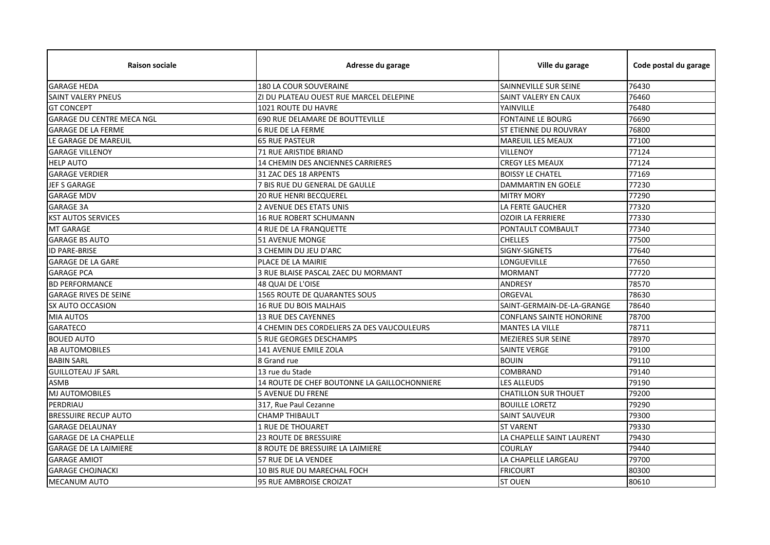| Raison sociale | Adresse du garage | Ville du garage | Code postal du garage |
| --- | --- | --- | --- |
| GARAGE HEDA | 180 LA COUR SOUVERAINE | SAINNEVILLE SUR SEINE | 76430 |
| SAINT VALERY PNEUS | ZI DU PLATEAU OUEST RUE MARCEL DELEPINE | SAINT VALERY EN CAUX | 76460 |
| GT CONCEPT | 1021 ROUTE DU HAVRE | YAINVILLE | 76480 |
| GARAGE DU CENTRE MECA NGL | 690 RUE DELAMARE DE BOUTTEVILLE | FONTAINE LE BOURG | 76690 |
| GARAGE DE LA FERME | 6 RUE DE LA FERME | ST ETIENNE DU ROUVRAY | 76800 |
| LE GARAGE DE MAREUIL | 65 RUE PASTEUR | MAREUIL LES MEAUX | 77100 |
| GARAGE VILLENOY | 71 RUE ARISTIDE BRIAND | VILLENOY | 77124 |
| HELP AUTO | 14 CHEMIN DES ANCIENNES CARRIERES | CREGY LES MEAUX | 77124 |
| GARAGE VERDIER | 31 ZAC DES 18 ARPENTS | BOISSY LE CHATEL | 77169 |
| JEF S GARAGE | 7 BIS RUE DU GENERAL DE GAULLE | DAMMARTIN EN GOELE | 77230 |
| GARAGE MDV | 20 RUE HENRI BECQUEREL | MITRY MORY | 77290 |
| GARAGE 3A | 2 AVENUE DES ETATS UNIS | LA FERTE GAUCHER | 77320 |
| KST AUTOS SERVICES | 16 RUE ROBERT SCHUMANN | OZOIR LA FERRIERE | 77330 |
| MT GARAGE | 4 RUE DE LA FRANQUETTE | PONTAULT COMBAULT | 77340 |
| GARAGE BS AUTO | 51 AVENUE MONGE | CHELLES | 77500 |
| ID PARE-BRISE | 3 CHEMIN DU JEU D'ARC | SIGNY-SIGNETS | 77640 |
| GARAGE DE LA GARE | PLACE DE LA MAIRIE | LONGUEVILLE | 77650 |
| GARAGE PCA | 3 RUE BLAISE PASCAL ZAEC DU MORMANT | MORMANT | 77720 |
| BD PERFORMANCE | 48 QUAI DE L'OISE | ANDRESY | 78570 |
| GARAGE RIVES DE SEINE | 1565 ROUTE DE QUARANTES SOUS | ORGEVAL | 78630 |
| SX AUTO OCCASION | 16 RUE DU BOIS MALHAIS | SAINT-GERMAIN-DE-LA-GRANGE | 78640 |
| MIA AUTOS | 13 RUE DES CAYENNES | CONFLANS SAINTE HONORINE | 78700 |
| GARATECO | 4 CHEMIN DES CORDELIERS ZA DES VAUCOULEURS | MANTES LA VILLE | 78711 |
| BOUED AUTO | 5 RUE GEORGES DESCHAMPS | MEZIERES SUR SEINE | 78970 |
| AB AUTOMOBILES | 141 AVENUE EMILE ZOLA | SAINTE VERGE | 79100 |
| BABIN SARL | 8 Grand rue | BOUIN | 79110 |
| GUILLOTEAU JF SARL | 13 rue du Stade | COMBRAND | 79140 |
| ASMB | 14 ROUTE DE CHEF BOUTONNE LA GAILLOCHONNIERE | LES ALLEUDS | 79190 |
| MJ AUTOMOBILES | 5 AVENUE DU FRENE | CHATILLON SUR THOUET | 79200 |
| PERDRIAU | 317, Rue Paul Cezanne | BOUILLE LORETZ | 79290 |
| BRESSUIRE RECUP AUTO | CHAMP THIBAULT | SAINT SAUVEUR | 79300 |
| GARAGE DELAUNAY | 1 RUE DE THOUARET | ST VARENT | 79330 |
| GARAGE DE LA CHAPELLE | 23 ROUTE DE BRESSUIRE | LA CHAPELLE SAINT LAURENT | 79430 |
| GARAGE DE LA LAIMIERE | 8 ROUTE DE BRESSUIRE LA LAIMIERE | COURLAY | 79440 |
| GARAGE AMIOT | 57 RUE DE LA VENDEE | LA CHAPELLE LARGEAU | 79700 |
| GARAGE CHOJNACKI | 10 BIS RUE DU MARECHAL FOCH | FRICOURT | 80300 |
| MECANUM AUTO | 95 RUE AMBROISE CROIZAT | ST OUEN | 80610 |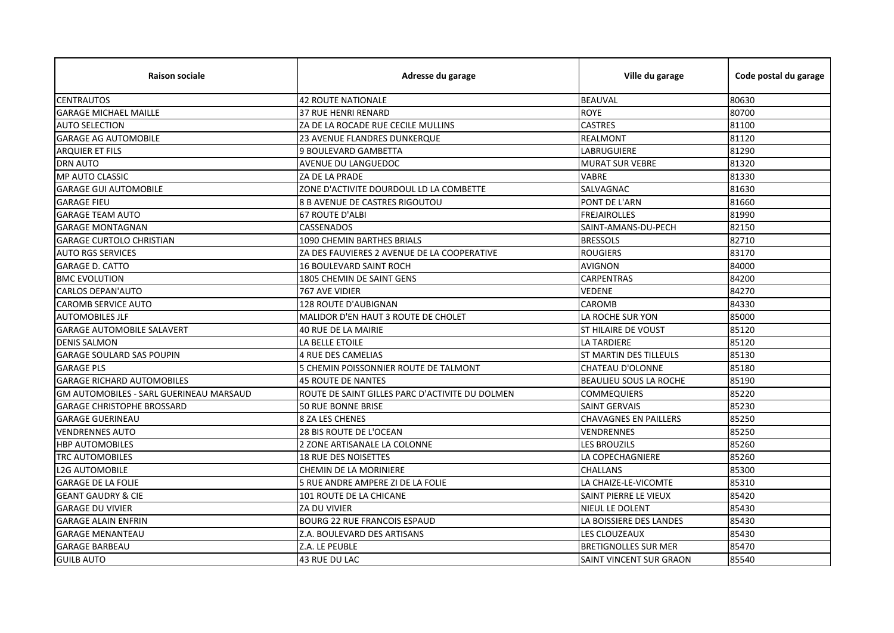| Raison sociale | Adresse du garage | Ville du garage | Code postal du garage |
|---|---|---|---|
| CENTRAUTOS | 42 ROUTE NATIONALE | BEAUVAL | 80630 |
| GARAGE MICHAEL MAILLE | 37 RUE HENRI RENARD | ROYE | 80700 |
| AUTO SELECTION | ZA DE LA ROCADE RUE CECILE MULLINS | CASTRES | 81100 |
| GARAGE AG AUTOMOBILE | 23 AVENUE FLANDRES DUNKERQUE | REALMONT | 81120 |
| ARQUIER ET FILS | 9 BOULEVARD GAMBETTA | LABRUGUIERE | 81290 |
| DRN AUTO | AVENUE DU LANGUEDOC | MURAT SUR VEBRE | 81320 |
| MP AUTO CLASSIC | ZA DE LA PRADE | VABRE | 81330 |
| GARAGE GUI AUTOMOBILE | ZONE D'ACTIVITE DOURDOUL LD LA COMBETTE | SALVAGNAC | 81630 |
| GARAGE FIEU | 8 B AVENUE DE CASTRES RIGOUTOU | PONT DE L'ARN | 81660 |
| GARAGE TEAM AUTO | 67 ROUTE D'ALBI | FREJAIROLLES | 81990 |
| GARAGE MONTAGNAN | CASSENADOS | SAINT-AMANS-DU-PECH | 82150 |
| GARAGE CURTOLO CHRISTIAN | 1090 CHEMIN BARTHES BRIALS | BRESSOLS | 82710 |
| AUTO RGS SERVICES | ZA DES FAUVIERES 2 AVENUE DE LA COOPERATIVE | ROUGIERS | 83170 |
| GARAGE D. CATTO | 16 BOULEVARD SAINT ROCH | AVIGNON | 84000 |
| BMC EVOLUTION | 1805 CHEMIN DE SAINT GENS | CARPENTRAS | 84200 |
| CARLOS DEPAN'AUTO | 767 AVE VIDIER | VEDENE | 84270 |
| CAROMB SERVICE AUTO | 128 ROUTE D'AUBIGNAN | CAROMB | 84330 |
| AUTOMOBILES JLF | MALIDOR D'EN HAUT 3 ROUTE DE CHOLET | LA ROCHE SUR YON | 85000 |
| GARAGE AUTOMOBILE SALAVERT | 40 RUE DE LA MAIRIE | ST HILAIRE DE VOUST | 85120 |
| DENIS SALMON | LA BELLE ETOILE | LA TARDIERE | 85120 |
| GARAGE SOULARD SAS POUPIN | 4 RUE DES CAMELIAS | ST MARTIN DES TILLEULS | 85130 |
| GARAGE PLS | 5 CHEMIN POISSONNIER ROUTE DE TALMONT | CHATEAU D'OLONNE | 85180 |
| GARAGE RICHARD AUTOMOBILES | 45 ROUTE DE NANTES | BEAULIEU SOUS LA ROCHE | 85190 |
| GM AUTOMOBILES - SARL GUERINEAU MARSAUD | ROUTE DE SAINT GILLES PARC D'ACTIVITE DU DOLMEN | COMMEQUIERS | 85220 |
| GARAGE CHRISTOPHE BROSSARD | 50 RUE BONNE BRISE | SAINT GERVAIS | 85230 |
| GARAGE GUERINEAU | 8 ZA LES CHENES | CHAVAGNES EN PAILLERS | 85250 |
| VENDRENNES AUTO | 28 BIS ROUTE DE L'OCEAN | VENDRENNES | 85250 |
| HBP AUTOMOBILES | 2 ZONE ARTISANALE LA COLONNE | LES BROUZILS | 85260 |
| TRC AUTOMOBILES | 18 RUE DES NOISETTES | LA COPECHAGNIERE | 85260 |
| L2G AUTOMOBILE | CHEMIN DE LA MORINIERE | CHALLANS | 85300 |
| GARAGE DE LA FOLIE | 5 RUE ANDRE AMPERE ZI DE LA FOLIE | LA CHAIZE-LE-VICOMTE | 85310 |
| GEANT GAUDRY & CIE | 101 ROUTE DE LA CHICANE | SAINT PIERRE LE VIEUX | 85420 |
| GARAGE DU VIVIER | ZA DU VIVIER | NIEUL LE DOLENT | 85430 |
| GARAGE ALAIN ENFRIN | BOURG 22 RUE FRANCOIS ESPAUD | LA BOISSIERE DES LANDES | 85430 |
| GARAGE MENANTEAU | Z.A. BOULEVARD DES ARTISANS | LES CLOUZEAUX | 85430 |
| GARAGE BARBEAU | Z.A. LE PEUBLE | BRETIGNOLLES SUR MER | 85470 |
| GUILB AUTO | 43 RUE DU LAC | SAINT VINCENT SUR GRAON | 85540 |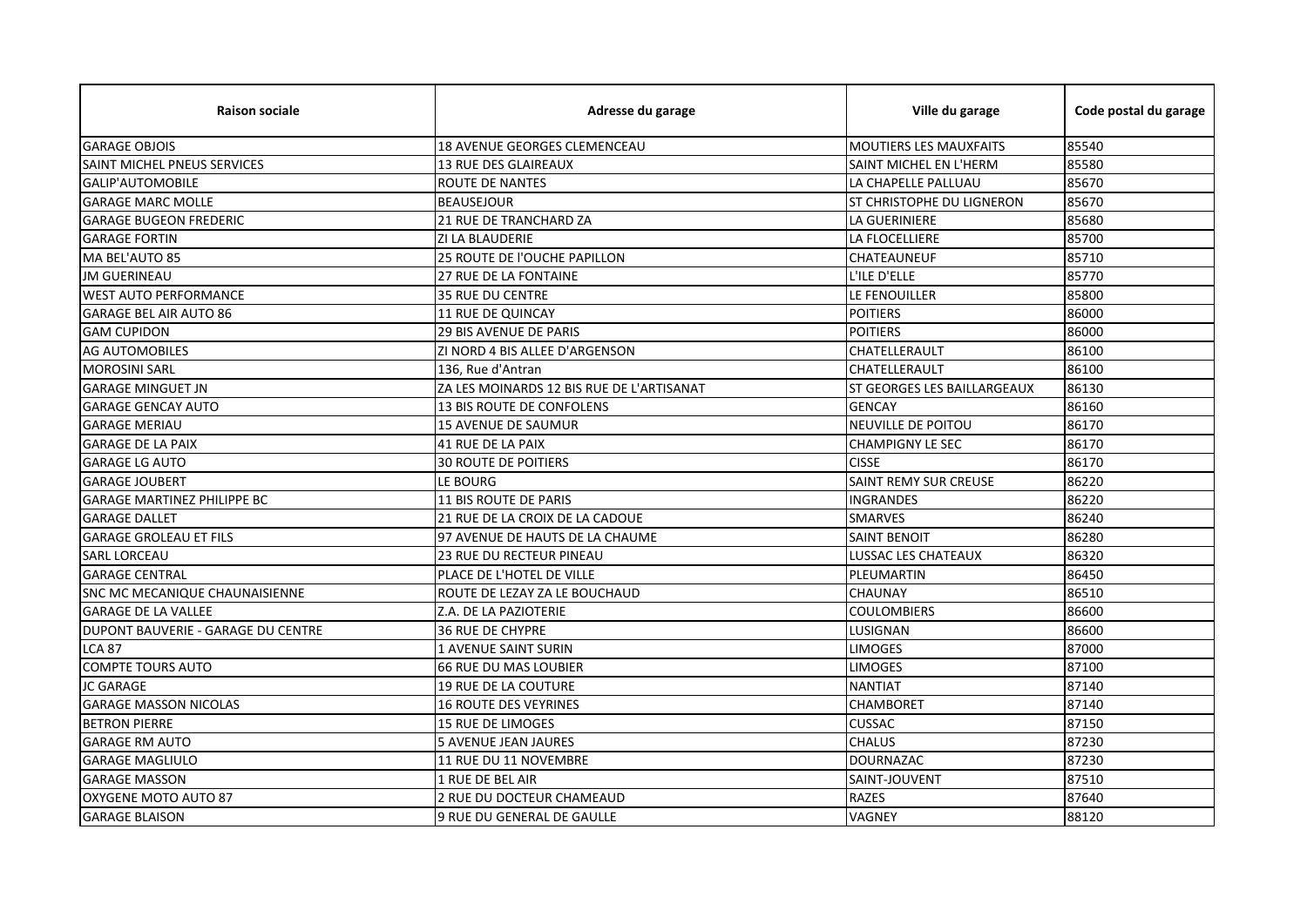| Raison sociale | Adresse du garage | Ville du garage | Code postal du garage |
| --- | --- | --- | --- |
| GARAGE OBJOIS | 18 AVENUE GEORGES CLEMENCEAU | MOUTIERS LES MAUXFAITS | 85540 |
| SAINT MICHEL PNEUS SERVICES | 13 RUE DES GLAIREAUX | SAINT MICHEL EN L'HERM | 85580 |
| GALIP'AUTOMOBILE | ROUTE DE NANTES | LA CHAPELLE PALLUAU | 85670 |
| GARAGE MARC MOLLE | BEAUSEJOUR | ST CHRISTOPHE DU LIGNERON | 85670 |
| GARAGE BUGEON FREDERIC | 21 RUE DE TRANCHARD ZA | LA GUERINIERE | 85680 |
| GARAGE FORTIN | ZI LA BLAUDERIE | LA FLOCELLIERE | 85700 |
| MA BEL'AUTO 85 | 25 ROUTE DE l'OUCHE PAPILLON | CHATEAUNEUF | 85710 |
| JM GUERINEAU | 27 RUE DE LA FONTAINE | L'ILE D'ELLE | 85770 |
| WEST AUTO PERFORMANCE | 35 RUE DU CENTRE | LE FENOUILLER | 85800 |
| GARAGE BEL AIR AUTO 86 | 11 RUE DE QUINCAY | POITIERS | 86000 |
| GAM CUPIDON | 29 BIS AVENUE DE PARIS | POITIERS | 86000 |
| AG AUTOMOBILES | ZI NORD 4 BIS ALLEE D'ARGENSON | CHATELLERAULT | 86100 |
| MOROSINI SARL | 136, Rue d'Antran | CHATELLERAULT | 86100 |
| GARAGE MINGUET JN | ZA LES MOINARDS 12 BIS RUE DE L'ARTISANAT | ST GEORGES LES BAILLARGEAUX | 86130 |
| GARAGE GENCAY AUTO | 13 BIS ROUTE DE CONFOLENS | GENCAY | 86160 |
| GARAGE MERIAU | 15 AVENUE DE SAUMUR | NEUVILLE DE POITOU | 86170 |
| GARAGE DE LA PAIX | 41 RUE DE LA PAIX | CHAMPIGNY LE SEC | 86170 |
| GARAGE LG AUTO | 30 ROUTE DE POITIERS | CISSE | 86170 |
| GARAGE JOUBERT | LE BOURG | SAINT REMY SUR CREUSE | 86220 |
| GARAGE MARTINEZ PHILIPPE BC | 11 BIS ROUTE DE PARIS | INGRANDES | 86220 |
| GARAGE DALLET | 21 RUE DE LA CROIX DE LA CADOUE | SMARVES | 86240 |
| GARAGE GROLEAU ET FILS | 97 AVENUE DE HAUTS DE LA CHAUME | SAINT BENOIT | 86280 |
| SARL LORCEAU | 23 RUE DU RECTEUR PINEAU | LUSSAC LES CHATEAUX | 86320 |
| GARAGE CENTRAL | PLACE DE L'HOTEL DE VILLE | PLEUMARTIN | 86450 |
| SNC MC MECANIQUE CHAUNAISIENNE | ROUTE DE LEZAY ZA LE BOUCHAUD | CHAUNAY | 86510 |
| GARAGE DE LA VALLEE | Z.A. DE LA PAZIOTERIE | COULOMBIERS | 86600 |
| DUPONT BAUVERIE - GARAGE DU CENTRE | 36 RUE DE CHYPRE | LUSIGNAN | 86600 |
| LCA 87 | 1 AVENUE SAINT SURIN | LIMOGES | 87000 |
| COMPTE TOURS AUTO | 66 RUE DU MAS LOUBIER | LIMOGES | 87100 |
| JC GARAGE | 19 RUE DE LA COUTURE | NANTIAT | 87140 |
| GARAGE MASSON NICOLAS | 16 ROUTE DES VEYRINES | CHAMBORET | 87140 |
| BETRON PIERRE | 15 RUE DE LIMOGES | CUSSAC | 87150 |
| GARAGE RM AUTO | 5 AVENUE JEAN JAURES | CHALUS | 87230 |
| GARAGE MAGLIULO | 11 RUE DU 11 NOVEMBRE | DOURNAZAC | 87230 |
| GARAGE MASSON | 1 RUE DE BEL AIR | SAINT-JOUVENT | 87510 |
| OXYGENE MOTO AUTO 87 | 2 RUE DU DOCTEUR CHAMEAUD | RAZES | 87640 |
| GARAGE BLAISON | 9 RUE DU GENERAL DE GAULLE | VAGNEY | 88120 |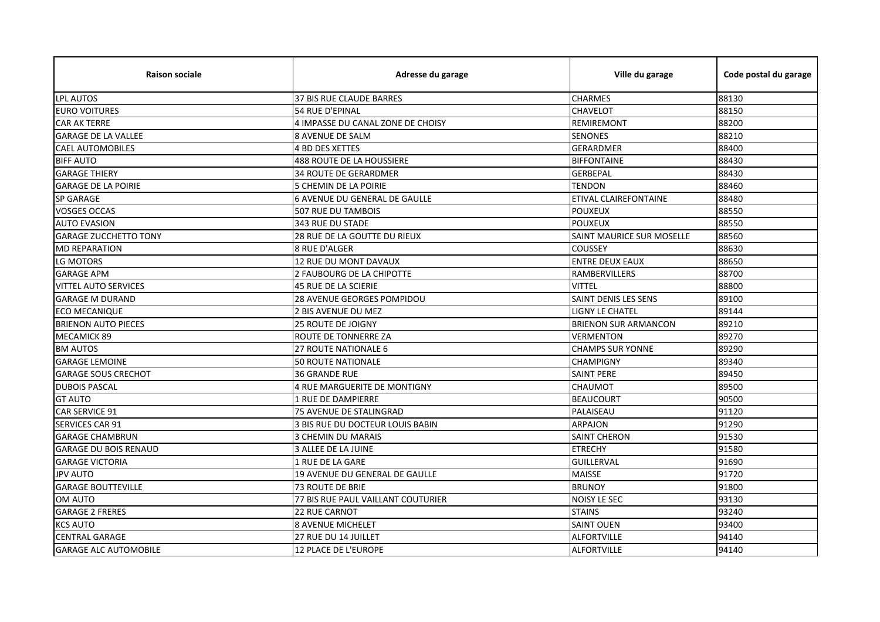| Raison sociale | Adresse du garage | Ville du garage | Code postal du garage |
| --- | --- | --- | --- |
| LPL AUTOS | 37 BIS RUE CLAUDE BARRES | CHARMES | 88130 |
| EURO VOITURES | 54 RUE D'EPINAL | CHAVELOT | 88150 |
| CAR AK TERRE | 4 IMPASSE DU CANAL ZONE DE CHOISY | REMIREMONT | 88200 |
| GARAGE DE LA VALLEE | 8 AVENUE DE SALM | SENONES | 88210 |
| CAEL AUTOMOBILES | 4 BD DES XETTES | GERARDMER | 88400 |
| BIFF AUTO | 488 ROUTE DE LA HOUSSIERE | BIFFONTAINE | 88430 |
| GARAGE THIERY | 34 ROUTE DE GERARDMER | GERBEPAL | 88430 |
| GARAGE DE LA POIRIE | 5 CHEMIN DE LA POIRIE | TENDON | 88460 |
| SP GARAGE | 6 AVENUE DU GENERAL DE GAULLE | ETIVAL CLAIREFONTAINE | 88480 |
| VOSGES OCCAS | 507 RUE DU TAMBOIS | POUXEUX | 88550 |
| AUTO EVASION | 343 RUE DU STADE | POUXEUX | 88550 |
| GARAGE ZUCCHETTO TONY | 28 RUE DE LA GOUTTE DU RIEUX | SAINT MAURICE SUR MOSELLE | 88560 |
| MD REPARATION | 8 RUE D'ALGER | COUSSEY | 88630 |
| LG MOTORS | 12 RUE DU MONT DAVAUX | ENTRE DEUX EAUX | 88650 |
| GARAGE APM | 2 FAUBOURG DE LA CHIPOTTE | RAMBERVILLERS | 88700 |
| VITTEL AUTO SERVICES | 45 RUE DE LA SCIERIE | VITTEL | 88800 |
| GARAGE M DURAND | 28 AVENUE GEORGES POMPIDOU | SAINT DENIS LES SENS | 89100 |
| ECO MECANIQUE | 2 BIS AVENUE DU MEZ | LIGNY LE CHATEL | 89144 |
| BRIENON AUTO PIECES | 25 ROUTE DE JOIGNY | BRIENON SUR ARMANCON | 89210 |
| MECAMICK 89 | ROUTE DE TONNERRE ZA | VERMENTON | 89270 |
| BM AUTOS | 27 ROUTE NATIONALE 6 | CHAMPS SUR YONNE | 89290 |
| GARAGE LEMOINE | 50 ROUTE NATIONALE | CHAMPIGNY | 89340 |
| GARAGE SOUS CRECHOT | 36 GRANDE RUE | SAINT PERE | 89450 |
| DUBOIS PASCAL | 4 RUE MARGUERITE DE MONTIGNY | CHAUMOT | 89500 |
| GT AUTO | 1 RUE DE DAMPIERRE | BEAUCOURT | 90500 |
| CAR SERVICE 91 | 75 AVENUE DE STALINGRAD | PALAISEAU | 91120 |
| SERVICES CAR 91 | 3 BIS RUE DU DOCTEUR LOUIS BABIN | ARPAJON | 91290 |
| GARAGE CHAMBRUN | 3 CHEMIN DU MARAIS | SAINT CHERON | 91530 |
| GARAGE DU BOIS RENAUD | 3 ALLEE DE LA JUINE | ETRECHY | 91580 |
| GARAGE VICTORIA | 1 RUE DE LA GARE | GUILLERVAL | 91690 |
| JPV AUTO | 19 AVENUE DU GENERAL DE GAULLE | MAISSE | 91720 |
| GARAGE BOUTTEVILLE | 73 ROUTE DE BRIE | BRUNOY | 91800 |
| OM AUTO | 77 BIS RUE PAUL VAILLANT COUTURIER | NOISY LE SEC | 93130 |
| GARAGE 2 FRERES | 22 RUE CARNOT | STAINS | 93240 |
| KCS AUTO | 8 AVENUE MICHELET | SAINT OUEN | 93400 |
| CENTRAL GARAGE | 27 RUE DU 14 JUILLET | ALFORTVILLE | 94140 |
| GARAGE ALC AUTOMOBILE | 12 PLACE DE L'EUROPE | ALFORTVILLE | 94140 |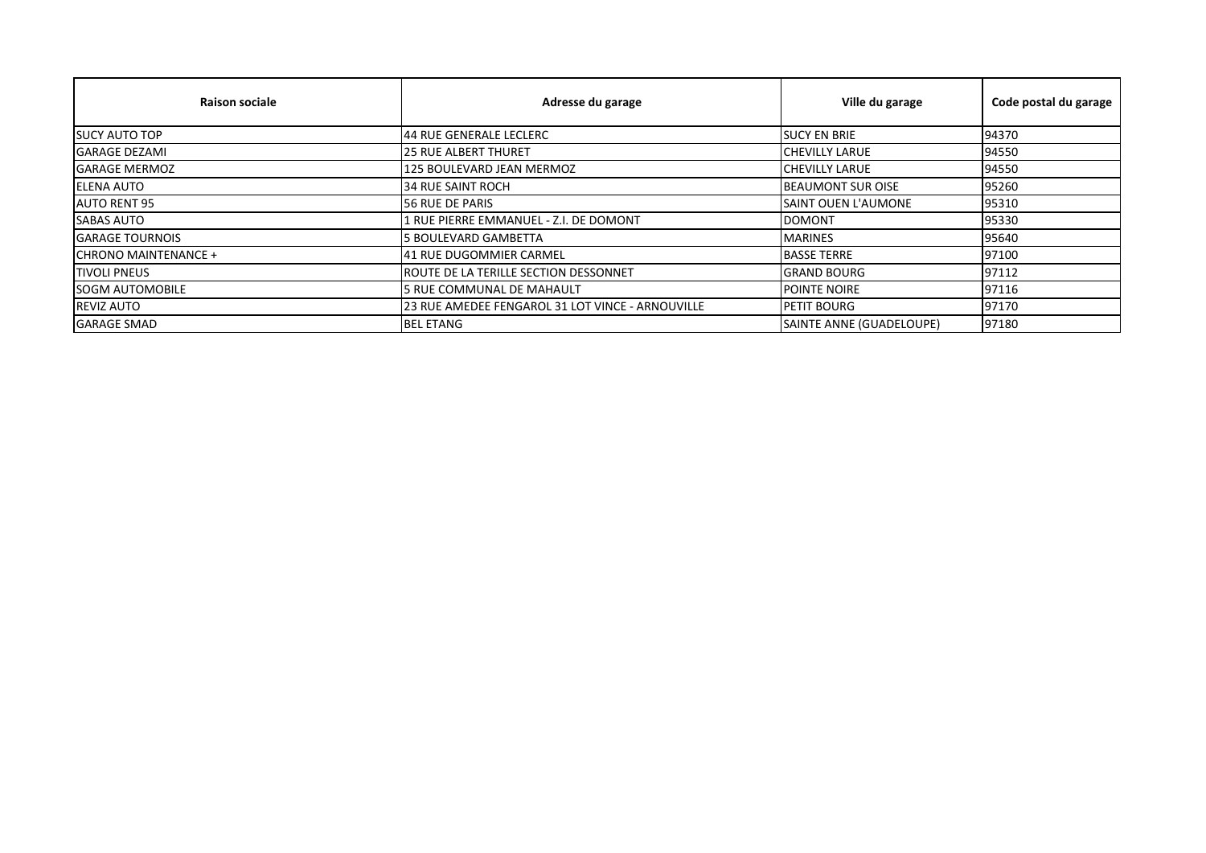| Raison sociale | Adresse du garage | Ville du garage | Code postal du garage |
|---|---|---|---|
| SUCY AUTO TOP | 44 RUE GENERALE LECLERC | SUCY EN BRIE | 94370 |
| GARAGE DEZAMI | 25 RUE ALBERT THURET | CHEVILLY LARUE | 94550 |
| GARAGE MERMOZ | 125 BOULEVARD JEAN MERMOZ | CHEVILLY LARUE | 94550 |
| ELENA AUTO | 34 RUE SAINT ROCH | BEAUMONT SUR OISE | 95260 |
| AUTO RENT 95 | 56 RUE DE PARIS | SAINT OUEN L'AUMONE | 95310 |
| SABAS AUTO | 1 RUE PIERRE EMMANUEL - Z.I. DE DOMONT | DOMONT | 95330 |
| GARAGE TOURNOIS | 5 BOULEVARD GAMBETTA | MARINES | 95640 |
| CHRONO MAINTENANCE + | 41 RUE DUGOMMIER CARMEL | BASSE TERRE | 97100 |
| TIVOLI PNEUS | ROUTE DE LA TERILLE SECTION DESSONNET | GRAND BOURG | 97112 |
| SOGM AUTOMOBILE | 5 RUE COMMUNAL DE MAHAULT | POINTE NOIRE | 97116 |
| REVIZ AUTO | 23 RUE AMEDEE FENGAROL 31 LOT VINCE - ARNOUVILLE | PETIT BOURG | 97170 |
| GARAGE SMAD | BEL ETANG | SAINTE ANNE (GUADELOUPE) | 97180 |